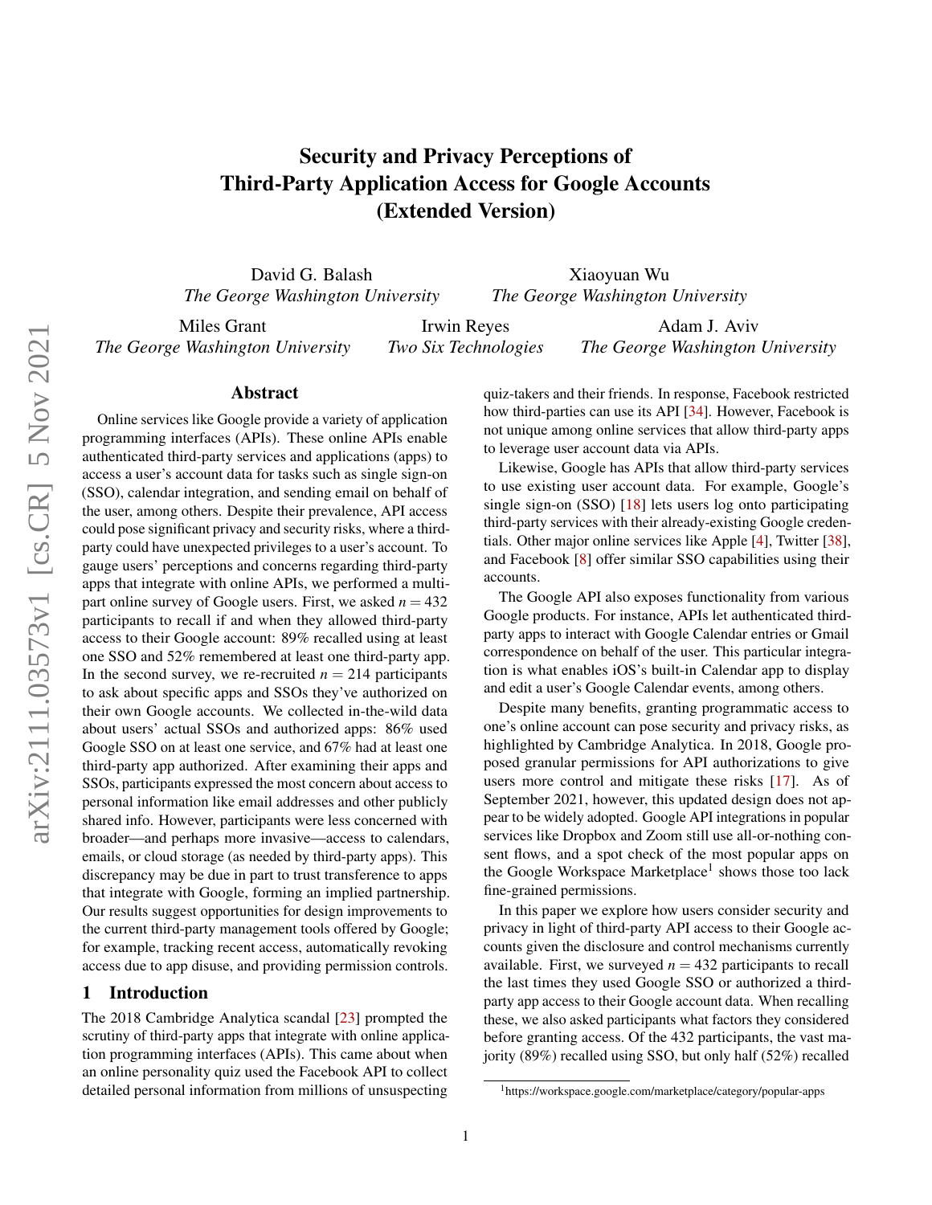# Security and Privacy Perceptions of Third-Party Application Access for Google Accounts (Extended Version)

David G. Balash
*The George Washington University*

Xiaoyuan Wu
*The George Washington University*

Miles Grant
*The George Washington University*

Irwin Reyes
*Two Six Technologies*

Adam J. Aviv
*The George Washington University*

## Abstract

Online services like Google provide a variety of application programming interfaces (APIs). These online APIs enable authenticated third-party services and applications (apps) to access a user's account data for tasks such as single sign-on (SSO), calendar integration, and sending email on behalf of the user, among others. Despite their prevalence, API access could pose significant privacy and security risks, where a third-party could have unexpected privileges to a user's account. To gauge users' perceptions and concerns regarding third-party apps that integrate with online APIs, we performed a multi-part online survey of Google users. First, we asked $n = 432$ participants to recall if and when they allowed third-party access to their Google account: 89% recalled using at least one SSO and 52% remembered at least one third-party app. In the second survey, we re-recruited $n = 214$ participants to ask about specific apps and SSOs they've authorized on their own Google accounts. We collected in-the-wild data about users' actual SSOs and authorized apps: 86% used Google SSO on at least one service, and 67% had at least one third-party app authorized. After examining their apps and SSOs, participants expressed the most concern about access to personal information like email addresses and other publicly shared info. However, participants were less concerned with broader—and perhaps more invasive—access to calendars, emails, or cloud storage (as needed by third-party apps). This discrepancy may be due in part to trust transference to apps that integrate with Google, forming an implied partnership. Our results suggest opportunities for design improvements to the current third-party management tools offered by Google; for example, tracking recent access, automatically revoking access due to app disuse, and providing permission controls.

## 1 Introduction

The 2018 Cambridge Analytica scandal [23] prompted the scrutiny of third-party apps that integrate with online application programming interfaces (APIs). This came about when an online personality quiz used the Facebook API to collect detailed personal information from millions of unsuspecting quiz-takers and their friends. In response, Facebook restricted how third-parties can use its API [34]. However, Facebook is not unique among online services that allow third-party apps to leverage user account data via APIs.

Likewise, Google has APIs that allow third-party services to use existing user account data. For example, Google's single sign-on (SSO) [18] lets users log onto participating third-party services with their already-existing Google credentials. Other major online services like Apple [4], Twitter [38], and Facebook [8] offer similar SSO capabilities using their accounts.

The Google API also exposes functionality from various Google products. For instance, APIs let authenticated third-party apps to interact with Google Calendar entries or Gmail correspondence on behalf of the user. This particular integration is what enables iOS's built-in Calendar app to display and edit a user's Google Calendar events, among others.

Despite many benefits, granting programmatic access to one's online account can pose security and privacy risks, as highlighted by Cambridge Analytica. In 2018, Google proposed granular permissions for API authorizations to give users more control and mitigate these risks [17]. As of September 2021, however, this updated design does not appear to be widely adopted. Google API integrations in popular services like Dropbox and Zoom still use all-or-nothing consent flows, and a spot check of the most popular apps on the Google Workspace Marketplace[1] shows those too lack fine-grained permissions.

In this paper we explore how users consider security and privacy in light of third-party API access to their Google accounts given the disclosure and control mechanisms currently available. First, we surveyed $n = 432$ participants to recall the last times they used Google SSO or authorized a third-party app access to their Google account data. When recalling these, we also asked participants what factors they considered before granting access. Of the 432 participants, the vast majority (89%) recalled using SSO, but only half (52%) recalled

[1] https://workspace.google.com/marketplace/category/popular-apps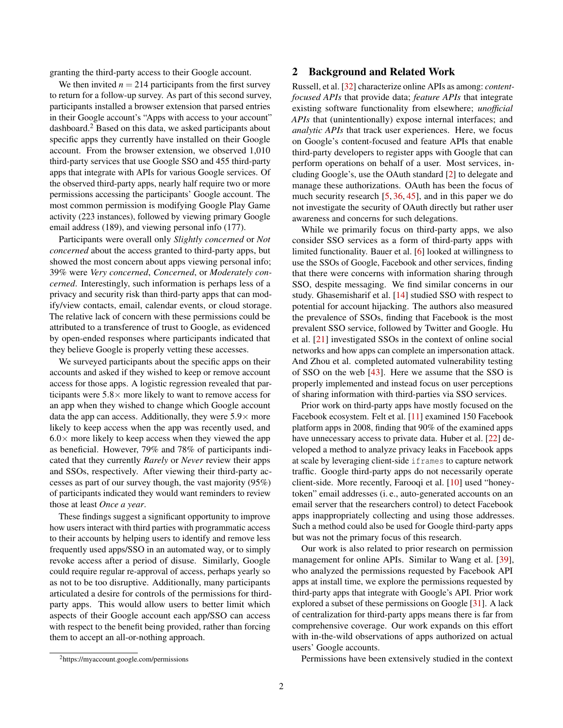granting the third-party access to their Google account.

We then invited $n = 214$ participants from the first survey to return for a follow-up survey. As part of this second survey, participants installed a browser extension that parsed entries in their Google account's "Apps with access to your account" dashboard.[2] Based on this data, we asked participants about specific apps they currently have installed on their Google account. From the browser extension, we observed 1,010 third-party services that use Google SSO and 455 third-party apps that integrate with APIs for various Google services. Of the observed third-party apps, nearly half require two or more permissions accessing the participants' Google account. The most common permission is modifying Google Play Game activity (223 instances), followed by viewing primary Google email address (189), and viewing personal info (177).

Participants were overall only *Slightly concerned* or *Not concerned* about the access granted to third-party apps, but showed the most concern about apps viewing personal info; 39% were *Very concerned*, *Concerned*, or *Moderately concerned*. Interestingly, such information is perhaps less of a privacy and security risk than third-party apps that can modify/view contacts, email, calendar events, or cloud storage. The relative lack of concern with these permissions could be attributed to a transference of trust to Google, as evidenced by open-ended responses where participants indicated that they believe Google is properly vetting these accesses.

We surveyed participants about the specific apps on their accounts and asked if they wished to keep or remove account access for those apps. A logistic regression revealed that participants were 5.8× more likely to want to remove access for an app when they wished to change which Google account data the app can access. Additionally, they were 5.9× more likely to keep access when the app was recently used, and 6.0× more likely to keep access when they viewed the app as beneficial. However, 79% and 78% of participants indicated that they currently *Rarely* or *Never* review their apps and SSOs, respectively. After viewing their third-party accesses as part of our survey though, the vast majority (95%) of participants indicated they would want reminders to review those at least *Once a year*.

These findings suggest a significant opportunity to improve how users interact with third parties with programmatic access to their accounts by helping users to identify and remove less frequently used apps/SSO in an automated way, or to simply revoke access after a period of disuse. Similarly, Google could require regular re-approval of access, perhaps yearly so as not to be too disruptive. Additionally, many participants articulated a desire for controls of the permissions for third-party apps. This would allow users to better limit which aspects of their Google account each app/SSO can access with respect to the benefit being provided, rather than forcing them to accept an all-or-nothing approach.

[2] https://myaccount.google.com/permissions

## 2 Background and Related Work

Russell, et al. [32] characterize online APIs as among: *content-focused APIs* that provide data; *feature APIs* that integrate existing software functionality from elsewhere; *unofficial APIs* that (unintentionally) expose internal interfaces; and *analytic APIs* that track user experiences. Here, we focus on Google's content-focused and feature APIs that enable third-party developers to register apps with Google that can perform operations on behalf of a user. Most services, including Google's, use the OAuth standard [2] to delegate and manage these authorizations. OAuth has been the focus of much security research [5, 36, 45], and in this paper we do not investigate the security of OAuth directly but rather user awareness and concerns for such delegations.

While we primarily focus on third-party apps, we also consider SSO services as a form of third-party apps with limited functionality. Bauer et al. [6] looked at willingness to use the SSOs of Google, Facebook and other services, finding that there were concerns with information sharing through SSO, despite messaging. We find similar concerns in our study. Ghasemisharif et al. [14] studied SSO with respect to potential for account hijacking. The authors also measured the prevalence of SSOs, finding that Facebook is the most prevalent SSO service, followed by Twitter and Google. Hu et al. [21] investigated SSOs in the context of online social networks and how apps can complete an impersonation attack. And Zhou et al. completed automated vulnerability testing of SSO on the web [43]. Here we assume that the SSO is properly implemented and instead focus on user perceptions of sharing information with third-parties via SSO services.

Prior work on third-party apps have mostly focused on the Facebook ecosystem. Felt et al. [11] examined 150 Facebook platform apps in 2008, finding that 90% of the examined apps have unnecessary access to private data. Huber et al. [22] developed a method to analyze privacy leaks in Facebook apps at scale by leveraging client-side `iframes` to capture network traffic. Google third-party apps do not necessarily operate client-side. More recently, Farooqi et al. [10] used "honey-token" email addresses (i. e., auto-generated accounts on an email server that the researchers control) to detect Facebook apps inappropriately collecting and using those addresses. Such a method could also be used for Google third-party apps but was not the primary focus of this research.

Our work is also related to prior research on permission management for online APIs. Similar to Wang et al. [39], who analyzed the permissions requested by Facebook API apps at install time, we explore the permissions requested by third-party apps that integrate with Google's API. Prior work explored a subset of these permissions on Google [31]. A lack of centralization for third-party apps means there is far from comprehensive coverage. Our work expands on this effort with in-the-wild observations of apps authorized on actual users' Google accounts.

Permissions have been extensively studied in the context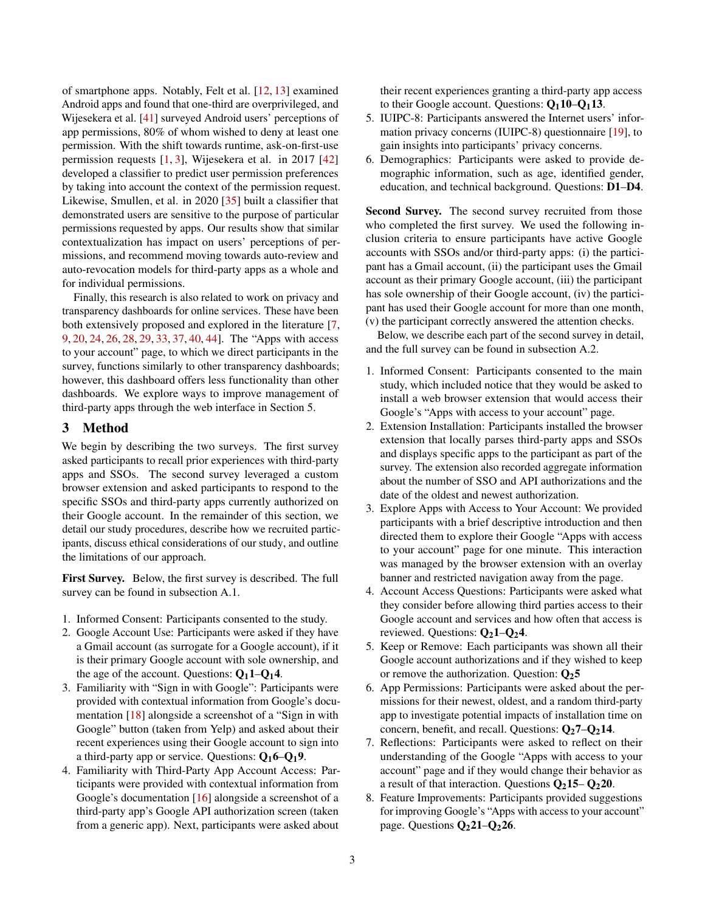of smartphone apps. Notably, Felt et al. [12, 13] examined Android apps and found that one-third are overprivileged, and Wijesekera et al. [41] surveyed Android users' perceptions of app permissions, 80% of whom wished to deny at least one permission. With the shift towards runtime, ask-on-first-use permission requests [1, 3], Wijesekera et al. in 2017 [42] developed a classifier to predict user permission preferences by taking into account the context of the permission request. Likewise, Smullen, et al. in 2020 [35] built a classifier that demonstrated users are sensitive to the purpose of particular permissions requested by apps. Our results show that similar contextualization has impact on users' perceptions of permissions, and recommend moving towards auto-review and auto-revocation models for third-party apps as a whole and for individual permissions.

Finally, this research is also related to work on privacy and transparency dashboards for online services. These have been both extensively proposed and explored in the literature [7, 9, 20, 24, 26, 28, 29, 33, 37, 40, 44]. The "Apps with access to your account" page, to which we direct participants in the survey, functions similarly to other transparency dashboards; however, this dashboard offers less functionality than other dashboards. We explore ways to improve management of third-party apps through the web interface in Section 5.

## 3 Method

We begin by describing the two surveys. The first survey asked participants to recall prior experiences with third-party apps and SSOs. The second survey leveraged a custom browser extension and asked participants to respond to the specific SSOs and third-party apps currently authorized on their Google account. In the remainder of this section, we detail our study procedures, describe how we recruited participants, discuss ethical considerations of our study, and outline the limitations of our approach.

**First Survey.** Below, the first survey is described. The full survey can be found in subsection A.1.

1. Informed Consent: Participants consented to the study.
2. Google Account Use: Participants were asked if they have a Gmail account (as surrogate for a Google account), if it is their primary Google account with sole ownership, and the age of the account. Questions: $\mathbf{Q_1 1}$–$\mathbf{Q_1 4}$.
3. Familiarity with "Sign in with Google": Participants were provided with contextual information from Google's documentation [18] alongside a screenshot of a "Sign in with Google" button (taken from Yelp) and asked about their recent experiences using their Google account to sign into a third-party app or service. Questions: $\mathbf{Q_1 6}$–$\mathbf{Q_1 9}$.
4. Familiarity with Third-Party App Account Access: Participants were provided with contextual information from Google's documentation [16] alongside a screenshot of a third-party app's Google API authorization screen (taken from a generic app). Next, participants were asked about their recent experiences granting a third-party app access to their Google account. Questions: $\mathbf{Q_1 10}$–$\mathbf{Q_1 13}$.
5. IUIPC-8: Participants answered the Internet users' information privacy concerns (IUIPC-8) questionnaire [19], to gain insights into participants' privacy concerns.
6. Demographics: Participants were asked to provide demographic information, such as age, identified gender, education, and technical background. Questions: **D1**–**D4**.

**Second Survey.** The second survey recruited from those who completed the first survey. We used the following inclusion criteria to ensure participants have active Google accounts with SSOs and/or third-party apps: (i) the participant has a Gmail account, (ii) the participant uses the Gmail account as their primary Google account, (iii) the participant has sole ownership of their Google account, (iv) the participant has used their Google account for more than one month, (v) the participant correctly answered the attention checks.

Below, we describe each part of the second survey in detail, and the full survey can be found in subsection A.2.

1. Informed Consent: Participants consented to the main study, which included notice that they would be asked to install a web browser extension that would access their Google's "Apps with access to your account" page.
2. Extension Installation: Participants installed the browser extension that locally parses third-party apps and SSOs and displays specific apps to the participant as part of the survey. The extension also recorded aggregate information about the number of SSO and API authorizations and the date of the oldest and newest authorization.
3. Explore Apps with Access to Your Account: We provided participants with a brief descriptive introduction and then directed them to explore their Google "Apps with access to your account" page for one minute. This interaction was managed by the browser extension with an overlay banner and restricted navigation away from the page.
4. Account Access Questions: Participants were asked what they consider before allowing third parties access to their Google account and services and how often that access is reviewed. Questions: $\mathbf{Q_2 1}$–$\mathbf{Q_2 4}$.
5. Keep or Remove: Each participants was shown all their Google account authorizations and if they wished to keep or remove the authorization. Question: $\mathbf{Q_2 5}$
6. App Permissions: Participants were asked about the permissions for their newest, oldest, and a random third-party app to investigate potential impacts of installation time on concern, benefit, and recall. Questions: $\mathbf{Q_2 7}$–$\mathbf{Q_2 14}$.
7. Reflections: Participants were asked to reflect on their understanding of the Google "Apps with access to your account" page and if they would change their behavior as a result of that interaction. Questions $\mathbf{Q_2 15}$– $\mathbf{Q_2 20}$.
8. Feature Improvements: Participants provided suggestions for improving Google's "Apps with access to your account" page. Questions $\mathbf{Q_2 21}$–$\mathbf{Q_2 26}$.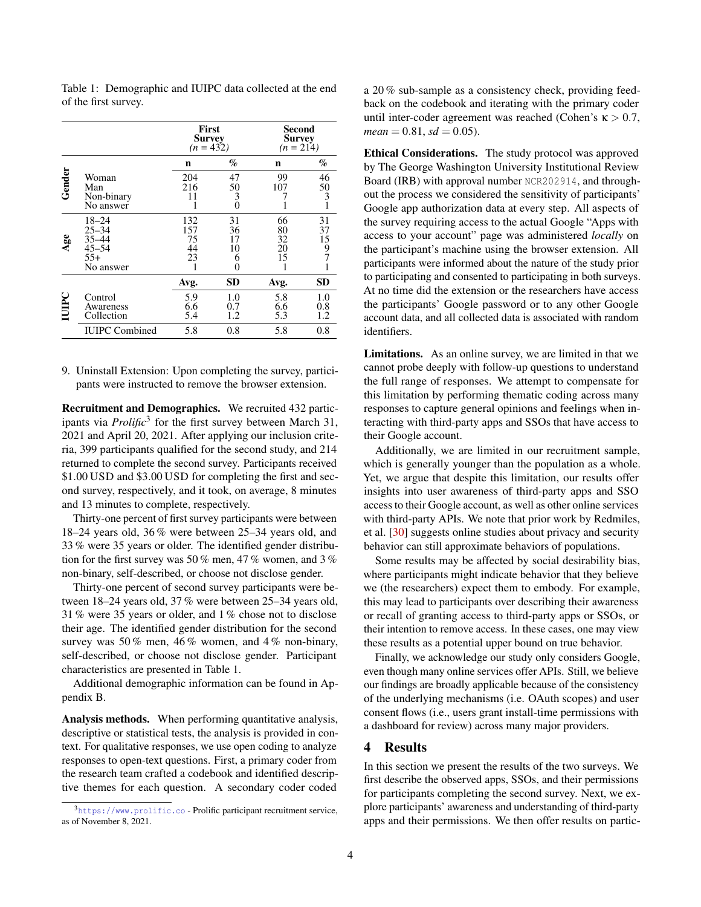Table 1: Demographic and IUIPC data collected at the end of the first survey.

| | | First Survey ($n$ = 432) | | Second Survey ($n$ = 214) | |
|---|---|---|---|---|---|
| | | n | % | n | % |
| **Gender** | Woman | 204 | 47 | 99 | 46 |
| | Man | 216 | 50 | 107 | 50 |
| | Non-binary | 11 | 3 | 7 | 3 |
| | No answer | 1 | 0 | 1 | 1 |
| **Age** | 18–24 | 132 | 31 | 66 | 31 |
| | 25–34 | 157 | 36 | 80 | 37 |
| | 35–44 | 75 | 17 | 32 | 15 |
| | 45–54 | 44 | 10 | 20 | 9 |
| | 55+ | 23 | 6 | 15 | 7 |
| | No answer | 1 | 0 | 1 | 1 |
| | | Avg. | SD | Avg. | SD |
| **IUIPC** | Control | 5.9 | 1.0 | 5.8 | 1.0 |
| | Awareness | 6.6 | 0.7 | 6.6 | 0.8 |
| | Collection | 5.4 | 1.2 | 5.3 | 1.2 |
| | IUIPC Combined | 5.8 | 0.8 | 5.8 | 0.8 |

9. Uninstall Extension: Upon completing the survey, participants were instructed to remove the browser extension.

**Recruitment and Demographics.** We recruited 432 participants via *Prolific*[3] for the first survey between March 31, 2021 and April 20, 2021. After applying our inclusion criteria, 399 participants qualified for the second study, and 214 returned to complete the second survey. Participants received \$1.00 USD and \$3.00 USD for completing the first and second survey, respectively, and it took, on average, 8 minutes and 13 minutes to complete, respectively.

Thirty-one percent of first survey participants were between 18–24 years old, 36 % were between 25–34 years old, and 33 % were 35 years or older. The identified gender distribution for the first survey was 50 % men, 47 % women, and 3 % non-binary, self-described, or choose not disclose gender.

Thirty-one percent of second survey participants were between 18–24 years old, 37 % were between 25–34 years old, 31 % were 35 years or older, and 1 % chose not to disclose their age. The identified gender distribution for the second survey was 50 % men, 46 % women, and 4 % non-binary, self-described, or choose not disclose gender. Participant characteristics are presented in Table 1.

Additional demographic information can be found in Appendix B.

**Analysis methods.** When performing quantitative analysis, descriptive or statistical tests, the analysis is provided in context. For qualitative responses, we use open coding to analyze responses to open-text questions. First, a primary coder from the research team crafted a codebook and identified descriptive themes for each question. A secondary coder coded a 20 % sub-sample as a consistency check, providing feedback on the codebook and iterating with the primary coder until inter-coder agreement was reached (Cohen's $\kappa > 0.7$, $mean = 0.81$, $sd = 0.05$).

**Ethical Considerations.** The study protocol was approved by The George Washington University Institutional Review Board (IRB) with approval number NCR202914, and throughout the process we considered the sensitivity of participants' Google app authorization data at every step. All aspects of the survey requiring access to the actual Google "Apps with access to your account" page was administered *locally* on the participant's machine using the browser extension. All participants were informed about the nature of the study prior to participating and consented to participating in both surveys. At no time did the extension or the researchers have access the participants' Google password or to any other Google account data, and all collected data is associated with random identifiers.

**Limitations.** As an online survey, we are limited in that we cannot probe deeply with follow-up questions to understand the full range of responses. We attempt to compensate for this limitation by performing thematic coding across many responses to capture general opinions and feelings when interacting with third-party apps and SSOs that have access to their Google account.

Additionally, we are limited in our recruitment sample, which is generally younger than the population as a whole. Yet, we argue that despite this limitation, our results offer insights into user awareness of third-party apps and SSO access to their Google account, as well as other online services with third-party APIs. We note that prior work by Redmiles, et al. [30] suggests online studies about privacy and security behavior can still approximate behaviors of populations.

Some results may be affected by social desirability bias, where participants might indicate behavior that they believe we (the researchers) expect them to embody. For example, this may lead to participants over describing their awareness or recall of granting access to third-party apps or SSOs, or their intention to remove access. In these cases, one may view these results as a potential upper bound on true behavior.

Finally, we acknowledge our study only considers Google, even though many online services offer APIs. Still, we believe our findings are broadly applicable because of the consistency of the underlying mechanisms (i.e. OAuth scopes) and user consent flows (i.e., users grant install-time permissions with a dashboard for review) across many major providers.

## 4 Results

In this section we present the results of the two surveys. We first describe the observed apps, SSOs, and their permissions for participants completing the second survey. Next, we explore participants' awareness and understanding of third-party apps and their permissions. We then offer results on partic-

[3] https://www.prolific.co - Prolific participant recruitment service, as of November 8, 2021.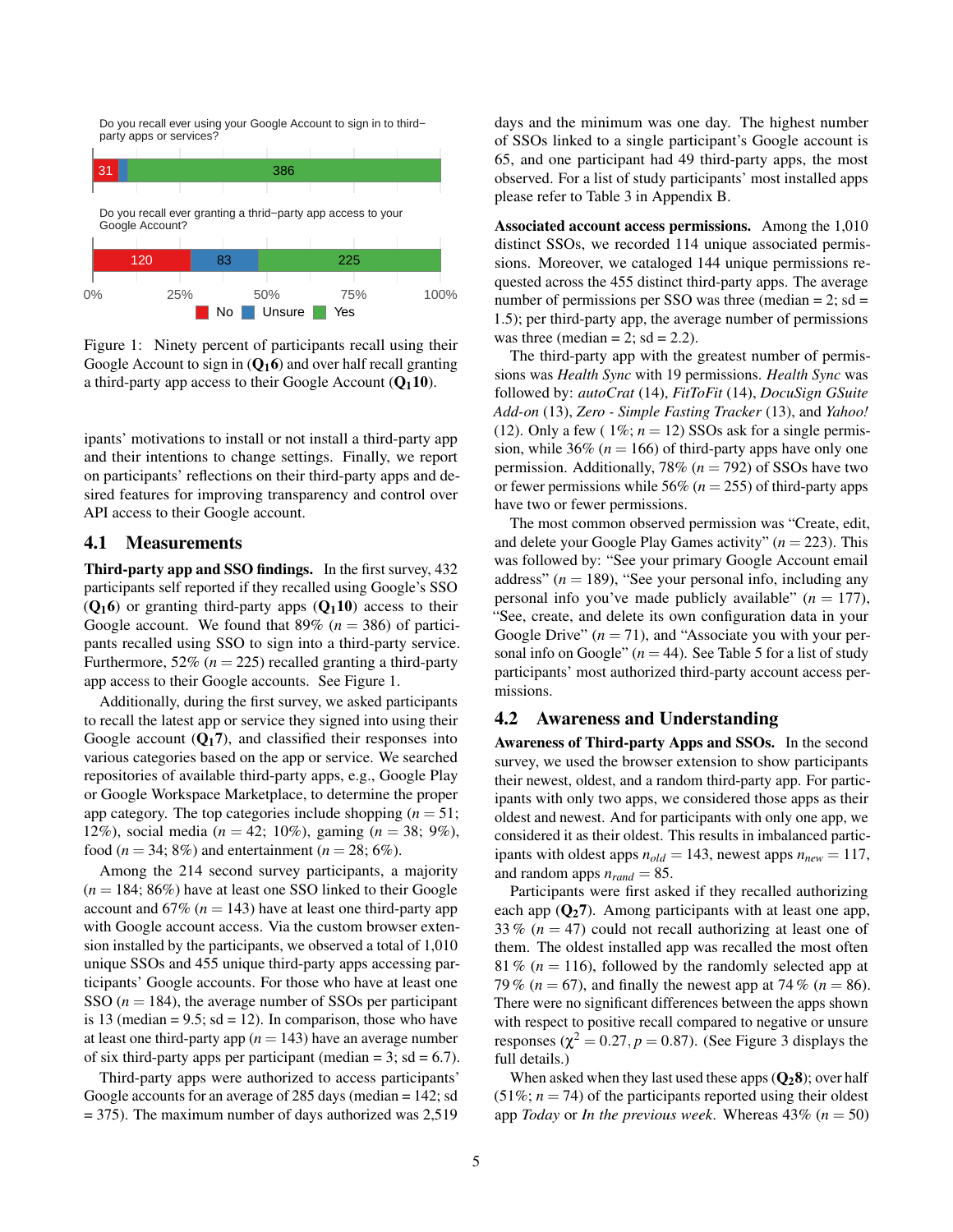Do you recall ever using your Google Account to sign in to third−party apps or services?

| No | Unsure | Yes |
|---|---|---|
| 31 | | 386 |

Do you recall ever granting a thrid−party app access to your Google Account?

| No | Unsure | Yes |
|---|---|---|
| 120 | 83 | 225 |

Figure 1: Ninety percent of participants recall using their Google Account to sign in (**$Q_1$6**) and over half recall granting a third-party app access to their Google Account (**$Q_1$10**).

ipants' motivations to install or not install a third-party app and their intentions to change settings. Finally, we report on participants' reflections on their third-party apps and desired features for improving transparency and control over API access to their Google account.

## 4.1 Measurements

**Third-party app and SSO findings.** In the first survey, 432 participants self reported if they recalled using Google's SSO (**$Q_1$6**) or granting third-party apps (**$Q_1$10**) access to their Google account. We found that 89% ($n = 386$) of participants recalled using SSO to sign into a third-party service. Furthermore, 52% ($n = 225$) recalled granting a third-party app access to their Google accounts. See Figure 1.

Additionally, during the first survey, we asked participants to recall the latest app or service they signed into using their Google account (**$Q_1$7**), and classified their responses into various categories based on the app or service. We searched repositories of available third-party apps, e.g., Google Play or Google Workspace Marketplace, to determine the proper app category. The top categories include shopping ($n = 51$; 12%), social media ($n = 42$; 10%), gaming ($n = 38$; 9%), food ($n = 34$; 8%) and entertainment ($n = 28$; 6%).

Among the 214 second survey participants, a majority ($n = 184$; 86%) have at least one SSO linked to their Google account and 67% ($n = 143$) have at least one third-party app with Google account access. Via the custom browser extension installed by the participants, we observed a total of 1,010 unique SSOs and 455 unique third-party apps accessing participants' Google accounts. For those who have at least one SSO ($n = 184$), the average number of SSOs per participant is 13 (median = 9.5; sd = 12). In comparison, those who have at least one third-party app ($n = 143$) have an average number of six third-party apps per participant (median = 3; sd = 6.7).

Third-party apps were authorized to access participants' Google accounts for an average of 285 days (median = 142; sd = 375). The maximum number of days authorized was 2,519 days and the minimum was one day. The highest number of SSOs linked to a single participant's Google account is 65, and one participant had 49 third-party apps, the most observed. For a list of study participants' most installed apps please refer to Table 3 in Appendix B.

**Associated account access permissions.** Among the 1,010 distinct SSOs, we recorded 114 unique associated permissions. Moreover, we cataloged 144 unique permissions requested across the 455 distinct third-party apps. The average number of permissions per SSO was three (median = 2; sd = 1.5); per third-party app, the average number of permissions was three (median = 2; sd = 2.2).

The third-party app with the greatest number of permissions was *Health Sync* with 19 permissions. *Health Sync* was followed by: *autoCrat* (14), *FitToFit* (14), *DocuSign GSuite Add-on* (13), *Zero - Simple Fasting Tracker* (13), and *Yahoo!* (12). Only a few ( 1%; $n = 12$) SSOs ask for a single permission, while 36% ($n = 166$) of third-party apps have only one permission. Additionally, 78% ($n = 792$) of SSOs have two or fewer permissions while 56% ($n = 255$) of third-party apps have two or fewer permissions.

The most common observed permission was "Create, edit, and delete your Google Play Games activity" ($n = 223$). This was followed by: "See your primary Google Account email address" ($n = 189$), "See your personal info, including any personal info you've made publicly available" ($n = 177$), "See, create, and delete its own configuration data in your Google Drive" ($n = 71$), and "Associate you with your personal info on Google" ($n = 44$). See Table 5 for a list of study participants' most authorized third-party account access permissions.

## 4.2 Awareness and Understanding

**Awareness of Third-party Apps and SSOs.** In the second survey, we used the browser extension to show participants their newest, oldest, and a random third-party app. For participants with only two apps, we considered those apps as their oldest and newest. And for participants with only one app, we considered it as their oldest. This results in imbalanced participants with oldest apps $n_{old} = 143$, newest apps $n_{new} = 117$, and random apps $n_{rand} = 85$.

Participants were first asked if they recalled authorizing each app (**$Q_2$7**). Among participants with at least one app, 33 % ($n = 47$) could not recall authorizing at least one of them. The oldest installed app was recalled the most often 81 % ($n = 116$), followed by the randomly selected app at 79 % ($n = 67$), and finally the newest app at 74 % ($n = 86$). There were no significant differences between the apps shown with respect to positive recall compared to negative or unsure responses ($\chi^2 = 0.27, p = 0.87$). (See Figure 3 displays the full details.)

When asked when they last used these apps (**$Q_2$8**); over half (51%; $n = 74$) of the participants reported using their oldest app *Today* or *In the previous week*. Whereas 43% ($n = 50$)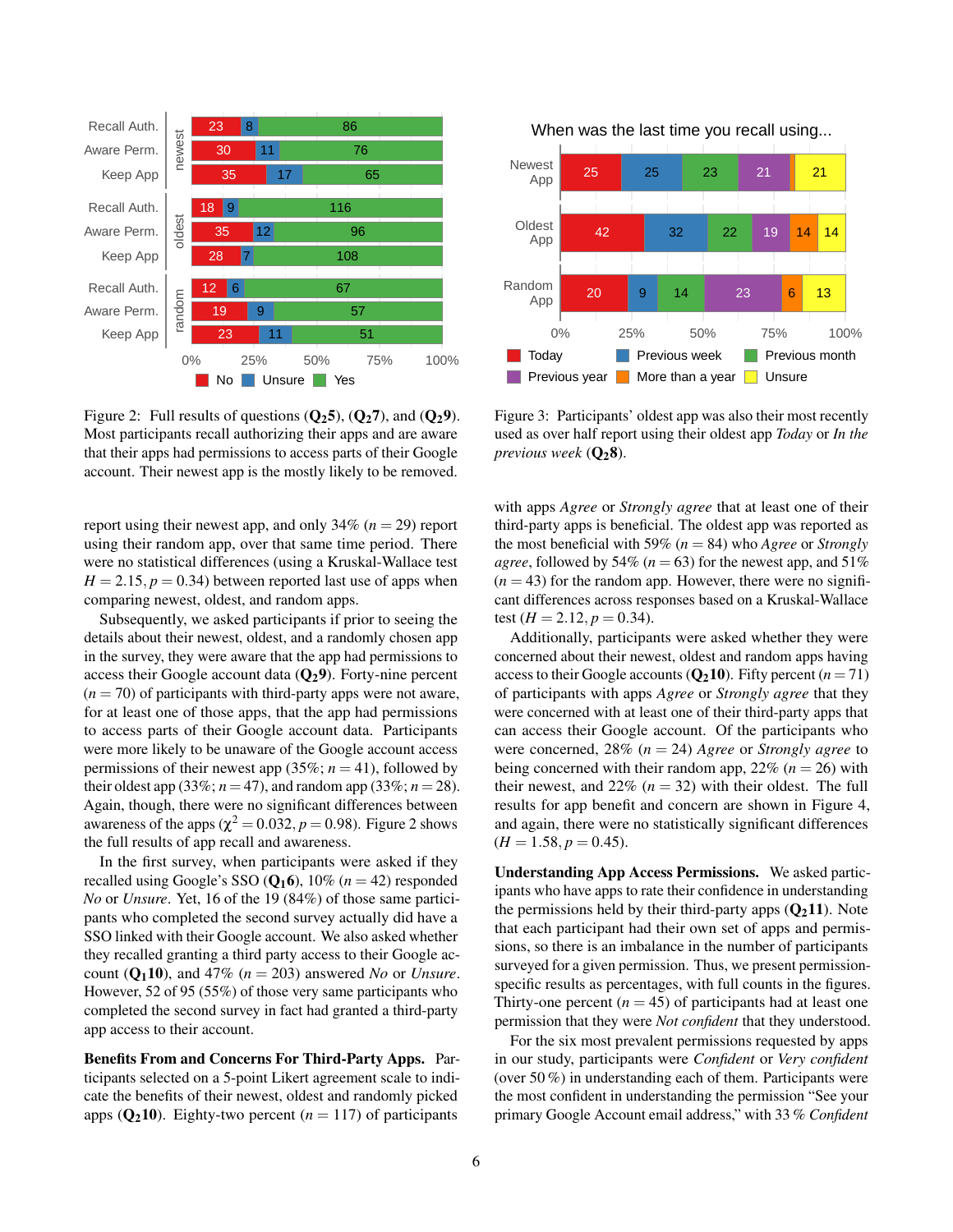Figure 2: Full results of questions ($\mathbf{Q_25}$), ($\mathbf{Q_27}$), and ($\mathbf{Q_29}$). Most participants recall authorizing their apps and are aware that their apps had permissions to access parts of their Google account. Their newest app is the mostly likely to be removed.

Figure 3: Participants' oldest app was also their most recently used as over half report using their oldest app *Today* or *In the previous week* ($\mathbf{Q_28}$).

report using their newest app, and only 34% ($n = 29$) report using their random app, over that same time period. There were no statistical differences (using a Kruskal-Wallace test $H = 2.15, p = 0.34$) between reported last use of apps when comparing newest, oldest, and random apps.

Subsequently, we asked participants if prior to seeing the details about their newest, oldest, and a randomly chosen app in the survey, they were aware that the app had permissions to access their Google account data ($\mathbf{Q_29}$). Forty-nine percent ($n = 70$) of participants with third-party apps were not aware, for at least one of those apps, that the app had permissions to access parts of their Google account data. Participants were more likely to be unaware of the Google account access permissions of their newest app (35%; $n = 41$), followed by their oldest app (33%; $n = 47$), and random app (33%; $n = 28$). Again, though, there were no significant differences between awareness of the apps ($\chi^2 = 0.032, p = 0.98$). Figure 2 shows the full results of app recall and awareness.

In the first survey, when participants were asked if they recalled using Google's SSO ($\mathbf{Q_16}$), 10% ($n = 42$) responded *No* or *Unsure*. Yet, 16 of the 19 (84%) of those same participants who completed the second survey actually did have a SSO linked with their Google account. We also asked whether they recalled granting a third party access to their Google account ($\mathbf{Q_110}$), and 47% ($n = 203$) answered *No* or *Unsure*. However, 52 of 95 (55%) of those very same participants who completed the second survey in fact had granted a third-party app access to their account.

**Benefits From and Concerns For Third-Party Apps.** Participants selected on a 5-point Likert agreement scale to indicate the benefits of their newest, oldest and randomly picked apps ($\mathbf{Q_210}$). Eighty-two percent ($n = 117$) of participants with apps *Agree* or *Strongly agree* that at least one of their third-party apps is beneficial. The oldest app was reported as the most beneficial with 59% ($n = 84$) who *Agree* or *Strongly agree*, followed by 54% ($n = 63$) for the newest app, and 51% ($n = 43$) for the random app. However, there were no significant differences across responses based on a Kruskal-Wallace test ($H = 2.12, p = 0.34$).

Additionally, participants were asked whether they were concerned about their newest, oldest and random apps having access to their Google accounts ($\mathbf{Q_210}$). Fifty percent ($n = 71$) of participants with apps *Agree* or *Strongly agree* that they were concerned with at least one of their third-party apps that can access their Google account. Of the participants who were concerned, 28% ($n = 24$) *Agree* or *Strongly agree* to being concerned with their random app, 22% ($n = 26$) with their newest, and 22% ($n = 32$) with their oldest. The full results for app benefit and concern are shown in Figure 4, and again, there were no statistically significant differences ($H = 1.58, p = 0.45$).

**Understanding App Access Permissions.** We asked participants who have apps to rate their confidence in understanding the permissions held by their third-party apps ($\mathbf{Q_211}$). Note that each participant had their own set of apps and permissions, so there is an imbalance in the number of participants surveyed for a given permission. Thus, we present permission-specific results as percentages, with full counts in the figures. Thirty-one percent ($n = 45$) of participants had at least one permission that they were *Not confident* that they understood.

For the six most prevalent permissions requested by apps in our study, participants were *Confident* or *Very confident* (over 50 %) in understanding each of them. Participants were the most confident in understanding the permission "See your primary Google Account email address," with 33 % *Confident*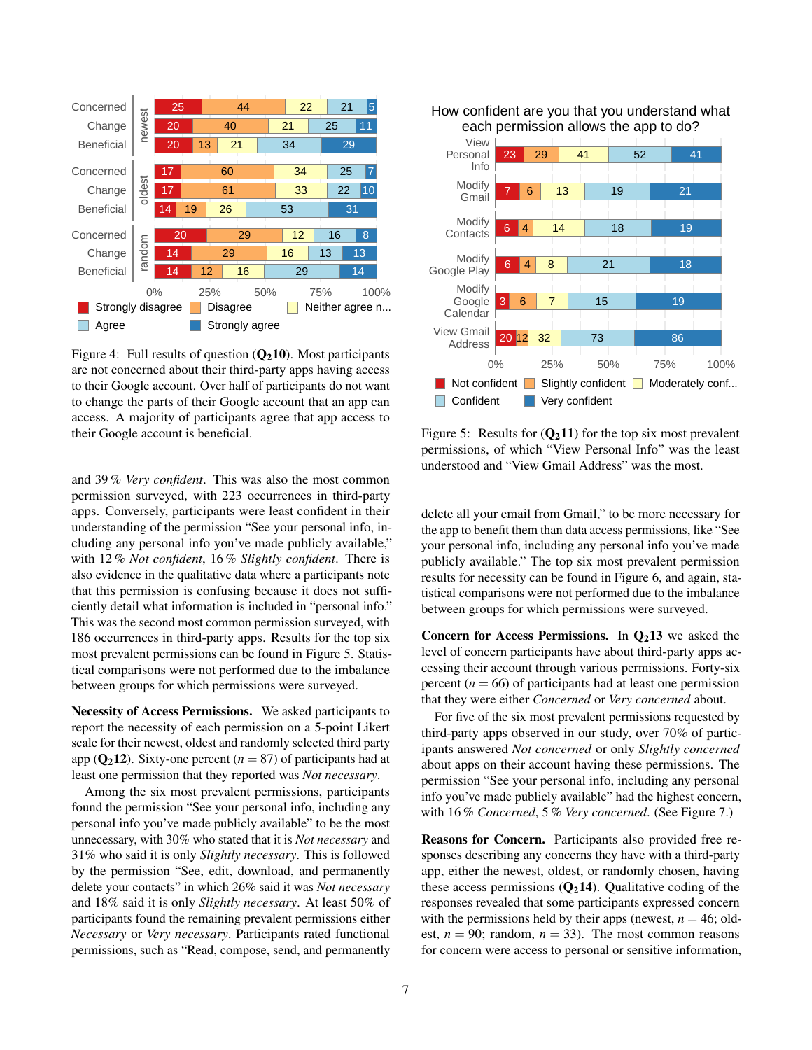Figure 4: Full results of question ($Q_2$**10**). Most participants are not concerned about their third-party apps having access to their Google account. Over half of participants do not want to change the parts of their Google account that an app can access. A majority of participants agree that app access to their Google account is beneficial.

Figure 5: Results for ($Q_2$**11**) for the top six most prevalent permissions, of which "View Personal Info" was the least understood and "View Gmail Address" was the most.

and 39 % *Very confident*. This was also the most common permission surveyed, with 223 occurrences in third-party apps. Conversely, participants were least confident in their understanding of the permission "See your personal info, including any personal info you've made publicly available," with 12 % *Not confident*, 16 % *Slightly confident*. There is also evidence in the qualitative data where participants note that this permission is confusing because it does not sufficiently detail what information is included in "personal info." This was the second most common permission surveyed, with 186 occurrences in third-party apps. Results for the top six most prevalent permissions can be found in Figure 5. Statistical comparisons were not performed due to the imbalance between groups for which permissions were surveyed.

**Necessity of Access Permissions.** We asked participants to report the necessity of each permission on a 5-point Likert scale for their newest, oldest and randomly selected third party app ($Q_2$**12**). Sixty-one percent ($n = 87$) of participants had at least one permission that they reported was *Not necessary*.

Among the six most prevalent permissions, participants found the permission "See your personal info, including any personal info you've made publicly available" to be the most unnecessary, with 30% who stated that it is *Not necessary* and 31% who said it is only *Slightly necessary*. This is followed by the permission "See, edit, download, and permanently delete your contacts" in which 26% said it was *Not necessary* and 18% said it is only *Slightly necessary*. At least 50% of participants found the remaining prevalent permissions either *Necessary* or *Very necessary*. Participants rated functional permissions, such as "Read, compose, send, and permanently delete all your email from Gmail," to be more necessary for the app to benefit them than data access permissions, like "See your personal info, including any personal info you've made publicly available." The top six most prevalent permission results for necessity can be found in Figure 6, and again, statistical comparisons were not performed due to the imbalance between groups for which permissions were surveyed.

**Concern for Access Permissions.** In $Q_2$**13** we asked the level of concern participants have about third-party apps accessing their account through various permissions. Forty-six percent ($n = 66$) of participants had at least one permission that they were either *Concerned* or *Very concerned* about.

For five of the six most prevalent permissions requested by third-party apps observed in our study, over 70% of participants answered *Not concerned* or only *Slightly concerned* about apps on their account having these permissions. The permission "See your personal info, including any personal info you've made publicly available" had the highest concern, with 16 % *Concerned*, 5 % *Very concerned*. (See Figure 7.)

**Reasons for Concern.** Participants also provided free responses describing any concerns they have with a third-party app, either the newest, oldest, or randomly chosen, having these access permissions ($Q_2$**14**). Qualitative coding of the responses revealed that some participants expressed concern with the permissions held by their apps (newest, $n = 46$; oldest, $n = 90$; random, $n = 33$). The most common reasons for concern were access to personal or sensitive information,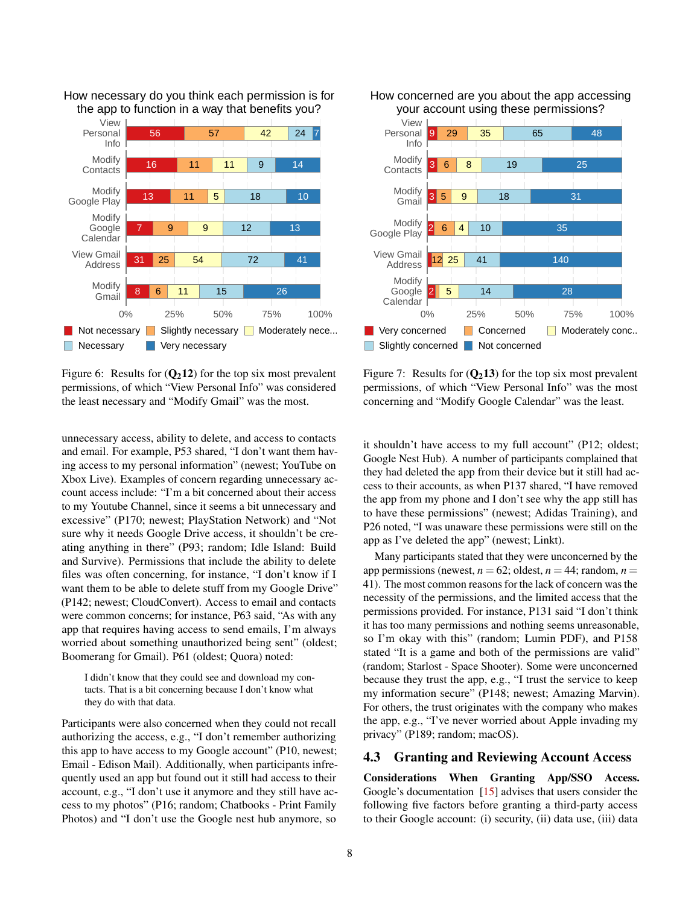How necessary do you think each permission is for the app to function in a way that benefits you?

| Permission | Not necessary | Slightly necessary | Moderately nece... | Necessary | Very necessary |
|---|---|---|---|---|---|
| View Personal Info | 56 | 57 | 42 | 24 | 7 |
| Modify Contacts | 16 | 11 | 11 | 9 | 14 |
| Modify Google Play | 13 | 11 | 5 | 18 | 10 |
| Modify Google Calendar | 7 | 9 | 9 | 12 | 13 |
| View Gmail Address | 31 | 25 | 54 | 72 | 41 |
| Modify Gmail | 8 | 6 | 11 | 15 | 26 |

Figure 6: Results for (**Q$_2$12**) for the top six most prevalent permissions, of which "View Personal Info" was considered the least necessary and "Modify Gmail" was the most.

How concerned are you about the app accessing your account using these permissions?

| Permission | Very concerned | Concerned | Moderately conc.. | Slightly concerned | Not concerned |
|---|---|---|---|---|---|
| View Personal Info | 9 | 29 | 35 | 65 | 48 |
| Modify Contacts | 3 | 6 | 8 | 19 | 25 |
| Modify Gmail | 3 | 5 | 9 | 18 | 31 |
| Modify Google Play | 2 | 6 | 4 | 10 | 35 |
| View Gmail Address | 12 | 25 | 41 | | 140 |
| Modify Google Calendar | 2 | 5 | | 14 | 28 |

Figure 7: Results for (**Q$_2$13**) for the top six most prevalent permissions, of which "View Personal Info" was the most concerning and "Modify Google Calendar" was the least.

unnecessary access, ability to delete, and access to contacts and email. For example, P53 shared, "I don't want them having access to my personal information" (newest; YouTube on Xbox Live). Examples of concern regarding unnecessary account access include: "I'm a bit concerned about their access to my Youtube Channel, since it seems a bit unnecessary and excessive" (P170; newest; PlayStation Network) and "Not sure why it needs Google Drive access, it shouldn't be creating anything in there" (P93; random; Idle Island: Build and Survive). Permissions that include the ability to delete files was often concerning, for instance, "I don't know if I want them to be able to delete stuff from my Google Drive" (P142; newest; CloudConvert). Access to email and contacts were common concerns; for instance, P63 said, "As with any app that requires having access to send emails, I'm always worried about something unauthorized being sent" (oldest; Boomerang for Gmail). P61 (oldest; Quora) noted:

> I didn't know that they could see and download my contacts. That is a bit concerning because I don't know what they do with that data.

Participants were also concerned when they could not recall authorizing the access, e.g., "I don't remember authorizing this app to have access to my Google account" (P10, newest; Email - Edison Mail). Additionally, when participants infrequently used an app but found out it still had access to their account, e.g., "I don't use it anymore and they still have access to my photos" (P16; random; Chatbooks - Print Family Photos) and "I don't use the Google nest hub anymore, so it shouldn't have access to my full account" (P12; oldest; Google Nest Hub). A number of participants complained that they had deleted the app from their device but it still had access to their accounts, as when P137 shared, "I have removed the app from my phone and I don't see why the app still has to have these permissions" (newest; Adidas Training), and P26 noted, "I was unaware these permissions were still on the app as I've deleted the app" (newest; Linkt).

Many participants stated that they were unconcerned by the app permissions (newest, $n = 62$; oldest, $n = 44$; random, $n = 41$). The most common reasons for the lack of concern was the necessity of the permissions, and the limited access that the permissions provided. For instance, P131 said "I don't think it has too many permissions and nothing seems unreasonable, so I'm okay with this" (random; Lumin PDF), and P158 stated "It is a game and both of the permissions are valid" (random; Starlost - Space Shooter). Some were unconcerned because they trust the app, e.g., "I trust the service to keep my information secure" (P148; newest; Amazing Marvin). For others, the trust originates with the company who makes the app, e.g., "I've never worried about Apple invading my privacy" (P189; random; macOS).

## 4.3 Granting and Reviewing Account Access

**Considerations When Granting App/SSO Access.** Google's documentation [15] advises that users consider the following five factors before granting a third-party access to their Google account: (i) security, (ii) data use, (iii) data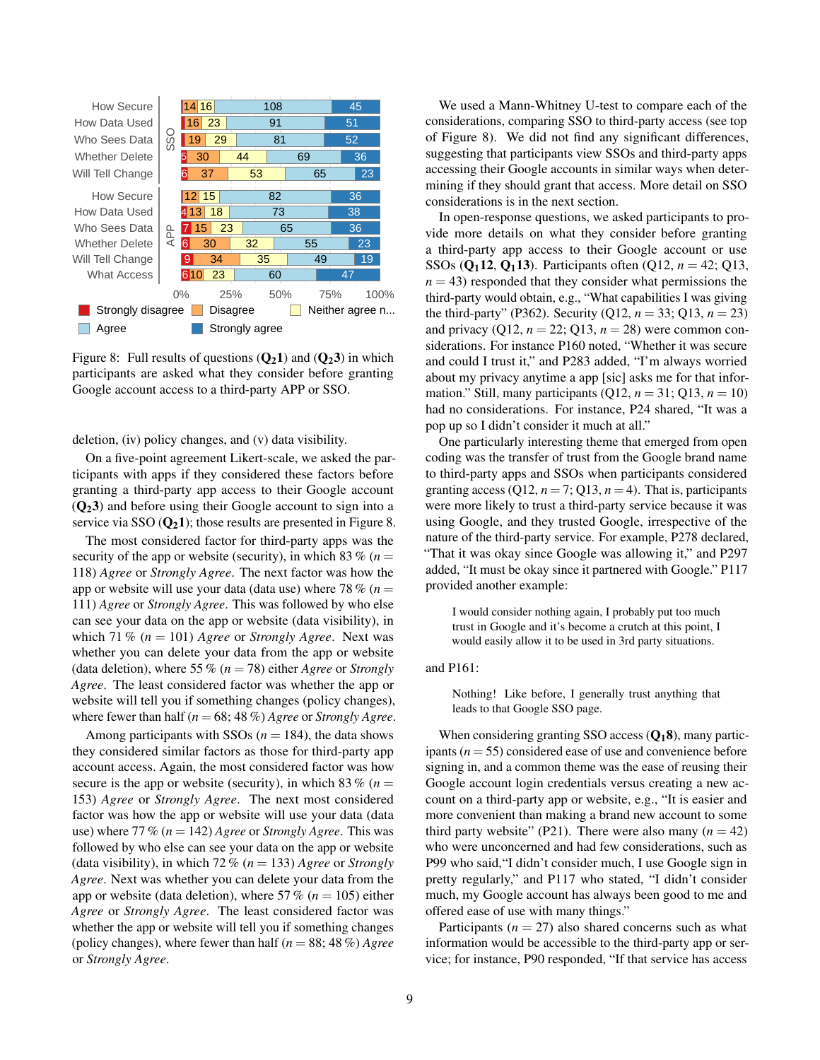| | | Strongly disagree | Disagree | Neither agree nor disagree | Agree | Strongly agree |
|---|---|---|---|---|---|---|
| SSO | How Secure | | 14 | 16 | 108 | 45 |
| SSO | How Data Used | | 16 | 23 | 91 | 51 |
| SSO | Who Sees Data | | 19 | 29 | 81 | 52 |
| SSO | Whether Delete | 5 | 30 | 44 | 69 | 36 |
| SSO | Will Tell Change | 6 | 37 | 53 | 65 | 23 |
| APP | How Secure | | 12 | 15 | 82 | 36 |
| APP | How Data Used | 4 | 13 | 18 | 73 | 38 |
| APP | Who Sees Data | 7 | 15 | 23 | 65 | 36 |
| APP | Whether Delete | 6 | 30 | 32 | 55 | 23 |
| APP | Will Tell Change | 9 | 34 | 35 | 49 | 19 |
| APP | What Access | 6 | 10 | 23 | 60 | 47 |

Figure 8: Full results of questions ($\mathbf{Q_2 1}$) and ($\mathbf{Q_2 3}$) in which participants are asked what they consider before granting Google account access to a third-party APP or SSO.

deletion, (iv) policy changes, and (v) data visibility.

On a five-point agreement Likert-scale, we asked the participants with apps if they considered these factors before granting a third-party app access to their Google account ($\mathbf{Q_2 3}$) and before using their Google account to sign into a service via SSO ($\mathbf{Q_2 1}$); those results are presented in Figure 8.

The most considered factor for third-party apps was the security of the app or website (security), in which 83 % ($n = 118$) *Agree* or *Strongly Agree*. The next factor was how the app or website will use your data (data use) where 78 % ($n = 111$) *Agree* or *Strongly Agree*. This was followed by who else can see your data on the app or website (data visibility), in which 71 % ($n = 101$) *Agree* or *Strongly Agree*. Next was whether you can delete your data from the app or website (data deletion), where 55 % ($n = 78$) either *Agree* or *Strongly Agree*. The least considered factor was whether the app or website will tell you if something changes (policy changes), where fewer than half ($n = 68$; 48 %) *Agree* or *Strongly Agree*.

Among participants with SSOs ($n = 184$), the data shows they considered similar factors as those for third-party app account access. Again, the most considered factor was how secure is the app or website (security), in which 83 % ($n = 153$) *Agree* or *Strongly Agree*. The next most considered factor was how the app or website will use your data (data use) where 77 % ($n = 142$) *Agree* or *Strongly Agree*. This was followed by who else can see your data on the app or website (data visibility), in which 72 % ($n = 133$) *Agree* or *Strongly Agree*. Next was whether you can delete your data from the app or website (data deletion), where 57 % ($n = 105$) either *Agree* or *Strongly Agree*. The least considered factor was whether the app or website will tell you if something changes (policy changes), where fewer than half ($n = 88$; 48 %) *Agree* or *Strongly Agree*.

We used a Mann-Whitney U-test to compare each of the considerations, comparing SSO to third-party access (see top of Figure 8). We did not find any significant differences, suggesting that participants view SSOs and third-party apps accessing their Google accounts in similar ways when determining if they should grant that access. More detail on SSO considerations is in the next section.

In open-response questions, we asked participants to provide more details on what they consider before granting a third-party app access to their Google account or use SSOs ($\mathbf{Q_1 12}$, $\mathbf{Q_1 13}$). Participants often (Q12, $n = 42$; Q13, $n = 43$) responded that they consider what permissions the third-party would obtain, e.g., "What capabilities I was giving the third-party" (P362). Security (Q12, $n = 33$; Q13, $n = 23$) and privacy (Q12, $n = 22$; Q13, $n = 28$) were common considerations. For instance P160 noted, "Whether it was secure and could I trust it," and P283 added, "I'm always worried about my privacy anytime a app [sic] asks me for that information." Still, many participants (Q12, $n = 31$; Q13, $n = 10$) had no considerations. For instance, P24 shared, "It was a pop up so I didn't consider it much at all."

One particularly interesting theme that emerged from open coding was the transfer of trust from the Google brand name to third-party apps and SSOs when participants considered granting access (Q12, $n = 7$; Q13, $n = 4$). That is, participants were more likely to trust a third-party service because it was using Google, and they trusted Google, irrespective of the nature of the third-party service. For example, P278 declared, "That it was okay since Google was allowing it," and P297 added, "It must be okay since it partnered with Google." P117 provided another example:

> I would consider nothing again, I probably put too much trust in Google and it's become a crutch at this point, I would easily allow it to be used in 3rd party situations.

and P161:

> Nothing! Like before, I generally trust anything that leads to that Google SSO page.

When considering granting SSO access ($\mathbf{Q_1 8}$), many participants ($n = 55$) considered ease of use and convenience before signing in, and a common theme was the ease of reusing their Google account login credentials versus creating a new account on a third-party app or website, e.g., "It is easier and more convenient than making a brand new account to some third party website" (P21). There were also many ($n = 42$) who were unconcerned and had few considerations, such as P99 who said,"I didn't consider much, I use Google sign in pretty regularly," and P117 who stated, "I didn't consider much, my Google account has always been good to me and offered ease of use with many things."

Participants ($n = 27$) also shared concerns such as what information would be accessible to the third-party app or service; for instance, P90 responded, "If that service has access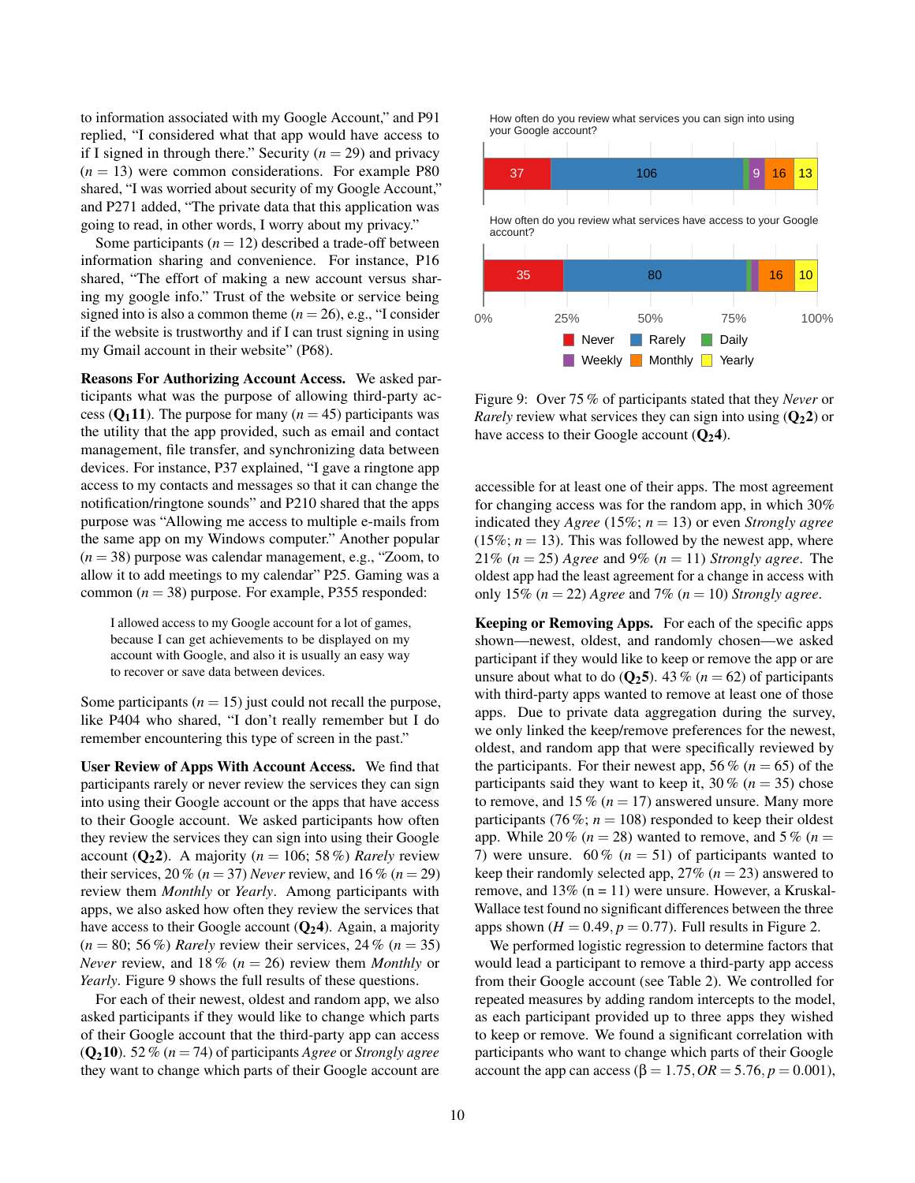to information associated with my Google Account," and P91 replied, "I considered what that app would have access to if I signed in through there." Security ($n = 29$) and privacy ($n = 13$) were common considerations. For example P80 shared, "I was worried about security of my Google Account," and P271 added, "The private data that this application was going to read, in other words, I worry about my privacy."

Some participants ($n = 12$) described a trade-off between information sharing and convenience. For instance, P16 shared, "The effort of making a new account versus sharing my google info." Trust of the website or service being signed into is also a common theme ($n = 26$), e.g., "I consider if the website is trustworthy and if I can trust signing in using my Gmail account in their website" (P68).

**Reasons For Authorizing Account Access.** We asked participants what was the purpose of allowing third-party access (**$Q_1$11**). The purpose for many ($n = 45$) participants was the utility that the app provided, such as email and contact management, file transfer, and synchronizing data between devices. For instance, P37 explained, "I gave a ringtone app access to my contacts and messages so that it can change the notification/ringtone sounds" and P210 shared that the apps purpose was "Allowing me access to multiple e-mails from the same app on my Windows computer." Another popular ($n = 38$) purpose was calendar management, e.g., "Zoom, to allow it to add meetings to my calendar" P25. Gaming was a common ($n = 38$) purpose. For example, P355 responded:

> I allowed access to my Google account for a lot of games, because I can get achievements to be displayed on my account with Google, and also it is usually an easy way to recover or save data between devices.

Some participants ($n = 15$) just could not recall the purpose, like P404 who shared, "I don't really remember but I do remember encountering this type of screen in the past."

**User Review of Apps With Account Access.** We find that participants rarely or never review the services they can sign into using their Google account or the apps that have access to their Google account. We asked participants how often they review the services they can sign into using their Google account (**$Q_2$2**). A majority ($n = 106$; 58 %) *Rarely* review their services, 20 % ($n = 37$) *Never* review, and 16 % ($n = 29$) review them *Monthly* or *Yearly*. Among participants with apps, we also asked how often they review the services that have access to their Google account (**$Q_2$4**). Again, a majority ($n = 80$; 56 %) *Rarely* review their services, 24 % ($n = 35$) *Never* review, and 18 % ($n = 26$) review them *Monthly* or *Yearly*. Figure 9 shows the full results of these questions.

For each of their newest, oldest and random app, we also asked participants if they would like to change which parts of their Google account that the third-party app can access (**$Q_2$10**). 52 % ($n = 74$) of participants *Agree* or *Strongly agree* they want to change which parts of their Google account are accessible for at least one of their apps. The most agreement for changing access was for the random app, in which 30% indicated they *Agree* (15%; $n = 13$) or even *Strongly agree* (15%; $n = 13$). This was followed by the newest app, where 21% ($n = 25$) *Agree* and 9% ($n = 11$) *Strongly agree*. The oldest app had the least agreement for a change in access with only 15% ($n = 22$) *Agree* and 7% ($n = 10$) *Strongly agree*.

How often do you review what services you can sign into using your Google account?

| Never | Rarely | Daily | Weekly | Monthly | Yearly |
|---|---|---|---|---|---|
| 37 | 106 | | 9 | 16 | 13 |

How often do you review what services have access to your Google account?

| Never | Rarely | Daily | Weekly | Monthly | Yearly |
|---|---|---|---|---|---|
| 35 | 80 | | | 16 | 10 |

Figure 9: Over 75 % of participants stated that they *Never* or *Rarely* review what services they can sign into using (**$Q_2$2**) or have access to their Google account (**$Q_2$4**).

**Keeping or Removing Apps.** For each of the specific apps shown—newest, oldest, and randomly chosen—we asked participant if they would like to keep or remove the app or are unsure about what to do (**$Q_2$5**). 43 % ($n = 62$) of participants with third-party apps wanted to remove at least one of those apps. Due to private data aggregation during the survey, we only linked the keep/remove preferences for the newest, oldest, and random app that were specifically reviewed by the participants. For their newest app, 56 % ($n = 65$) of the participants said they want to keep it, 30 % ($n = 35$) chose to remove, and 15 % ($n = 17$) answered unsure. Many more participants (76 %; $n = 108$) responded to keep their oldest app. While 20 % ($n = 28$) wanted to remove, and 5 % ($n = 7$) were unsure. 60 % ($n = 51$) of participants wanted to keep their randomly selected app, 27% ($n = 23$) answered to remove, and 13% (n = 11) were unsure. However, a Kruskal-Wallace test found no significant differences between the three apps shown ($H = 0.49, p = 0.77$). Full results in Figure 2.

We performed logistic regression to determine factors that would lead a participant to remove a third-party app access from their Google account (see Table 2). We controlled for repeated measures by adding random intercepts to the model, as each participant provided up to three apps they wished to keep or remove. We found a significant correlation with participants who want to change which parts of their Google account the app can access ($\beta = 1.75, OR = 5.76, p = 0.001$),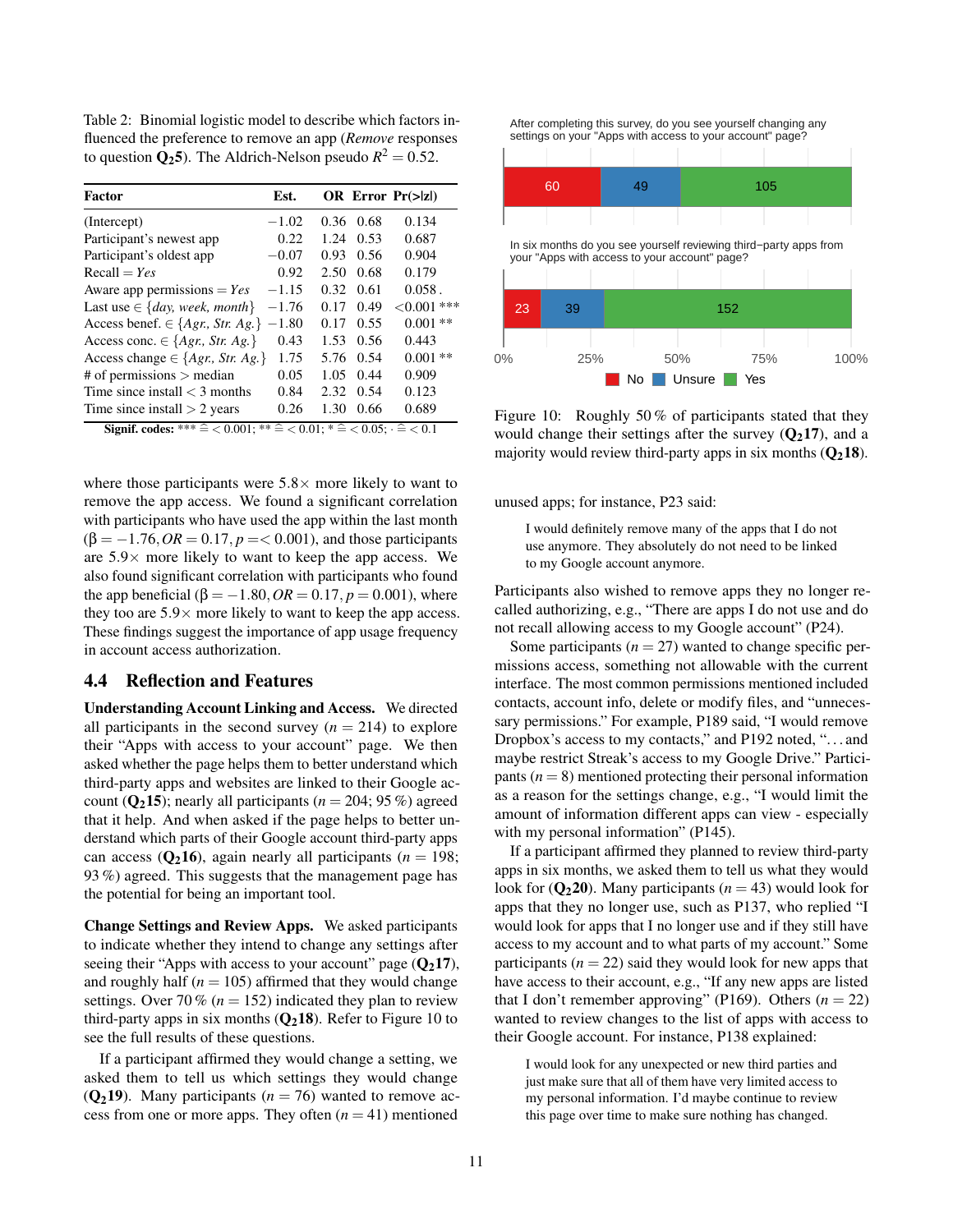Table 2: Binomial logistic model to describe which factors influenced the preference to remove an app (*Remove* responses to question **Q$_2$5**). The Aldrich-Nelson pseudo $R^2 = 0.52$.

| Factor | Est. | OR | Error | Pr(>\|z\|) |
|---|---|---|---|---|
| (Intercept) | −1.02 | 0.36 | 0.68 | 0.134 |
| Participant's newest app | 0.22 | 1.24 | 0.53 | 0.687 |
| Participant's oldest app | −0.07 | 0.93 | 0.56 | 0.904 |
| Recall = *Yes* | 0.92 | 2.50 | 0.68 | 0.179 |
| Aware app permissions = *Yes* | −1.15 | 0.32 | 0.61 | 0.058 . |
| Last use ∈ {*day, week, month*} | −1.76 | 0.17 | 0.49 | <0.001 *** |
| Access benef. ∈ {*Agr., Str. Ag.*} | −1.80 | 0.17 | 0.55 | 0.001 ** |
| Access conc. ∈ {*Agr., Str. Ag.*} | 0.43 | 1.53 | 0.56 | 0.443 |
| Access change ∈ {*Agr., Str. Ag.*} | 1.75 | 5.76 | 0.54 | 0.001 ** |
| # of permissions > median | 0.05 | 1.05 | 0.44 | 0.909 |
| Time since install < 3 months | 0.84 | 2.32 | 0.54 | 0.123 |
| Time since install > 2 years | 0.26 | 1.30 | 0.66 | 0.689 |

**Signif. codes:** *** ≙ < 0.001; ** ≙ < 0.01; * ≙ < 0.05; · ≙ < 0.1

where those participants were 5.8× more likely to want to remove the app access. We found a significant correlation with participants who have used the app within the last month ($\beta = -1.76, OR = 0.17, p = < 0.001$), and those participants are 5.9× more likely to want to keep the app access. We also found significant correlation with participants who found the app beneficial ($\beta = -1.80, OR = 0.17, p = 0.001$), where they too are 5.9× more likely to want to keep the app access. These findings suggest the importance of app usage frequency in account access authorization.

## 4.4 Reflection and Features

**Understanding Account Linking and Access.** We directed all participants in the second survey ($n = 214$) to explore their "Apps with access to your account" page. We then asked whether the page helps them to better understand which third-party apps and websites are linked to their Google account (**Q$_2$15**); nearly all participants ($n = 204$; 95 %) agreed that it help. And when asked if the page helps to better understand which parts of their Google account third-party apps can access (**Q$_2$16**), again nearly all participants ($n = 198$; 93 %) agreed. This suggests that the management page has the potential for being an important tool.

**Change Settings and Review Apps.** We asked participants to indicate whether they intend to change any settings after seeing their "Apps with access to your account" page (**Q$_2$17**), and roughly half ($n = 105$) affirmed that they would change settings. Over 70 % ($n = 152$) indicated they plan to review third-party apps in six months (**Q$_2$18**). Refer to Figure 10 to see the full results of these questions.

If a participant affirmed they would change a setting, we asked them to tell us which settings they would change (**Q$_2$19**). Many participants ($n = 76$) wanted to remove access from one or more apps. They often ($n = 41$) mentioned

After completing this survey, do you see yourself changing any settings on your "Apps with access to your account" page?

| | No | Unsure | Yes |
|---|---|---|---|
| Q$_2$17 | 60 | 49 | 105 |

In six months do you see yourself reviewing third−party apps from your "Apps with access to your account" page?

| | No | Unsure | Yes |
|---|---|---|---|
| Q$_2$18 | 23 | 39 | 152 |

Figure 10: Roughly 50 % of participants stated that they would change their settings after the survey (**Q$_2$17**), and a majority would review third-party apps in six months (**Q$_2$18**).

unused apps; for instance, P23 said:

> I would definitely remove many of the apps that I do not use anymore. They absolutely do not need to be linked to my Google account anymore.

Participants also wished to remove apps they no longer recalled authorizing, e.g., "There are apps I do not use and do not recall allowing access to my Google account" (P24).

Some participants ($n = 27$) wanted to change specific permissions access, something not allowable with the current interface. The most common permissions mentioned included contacts, account info, delete or modify files, and "unnecessary permissions." For example, P189 said, "I would remove Dropbox's access to my contacts," and P192 noted, "...and maybe restrict Streak's access to my Google Drive." Participants ($n = 8$) mentioned protecting their personal information as a reason for the settings change, e.g., "I would limit the amount of information different apps can view - especially with my personal information" (P145).

If a participant affirmed they planned to review third-party apps in six months, we asked them to tell us what they would look for (**Q$_2$20**). Many participants ($n = 43$) would look for apps that they no longer use, such as P137, who replied "I would look for apps that I no longer use and if they still have access to my account and to what parts of my account." Some participants ($n = 22$) said they would look for new apps that have access to their account, e.g., "If any new apps are listed that I don't remember approving" (P169). Others ($n = 22$) wanted to review changes to the list of apps with access to their Google account. For instance, P138 explained:

> I would look for any unexpected or new third parties and just make sure that all of them have very limited access to my personal information. I'd maybe continue to review this page over time to make sure nothing has changed.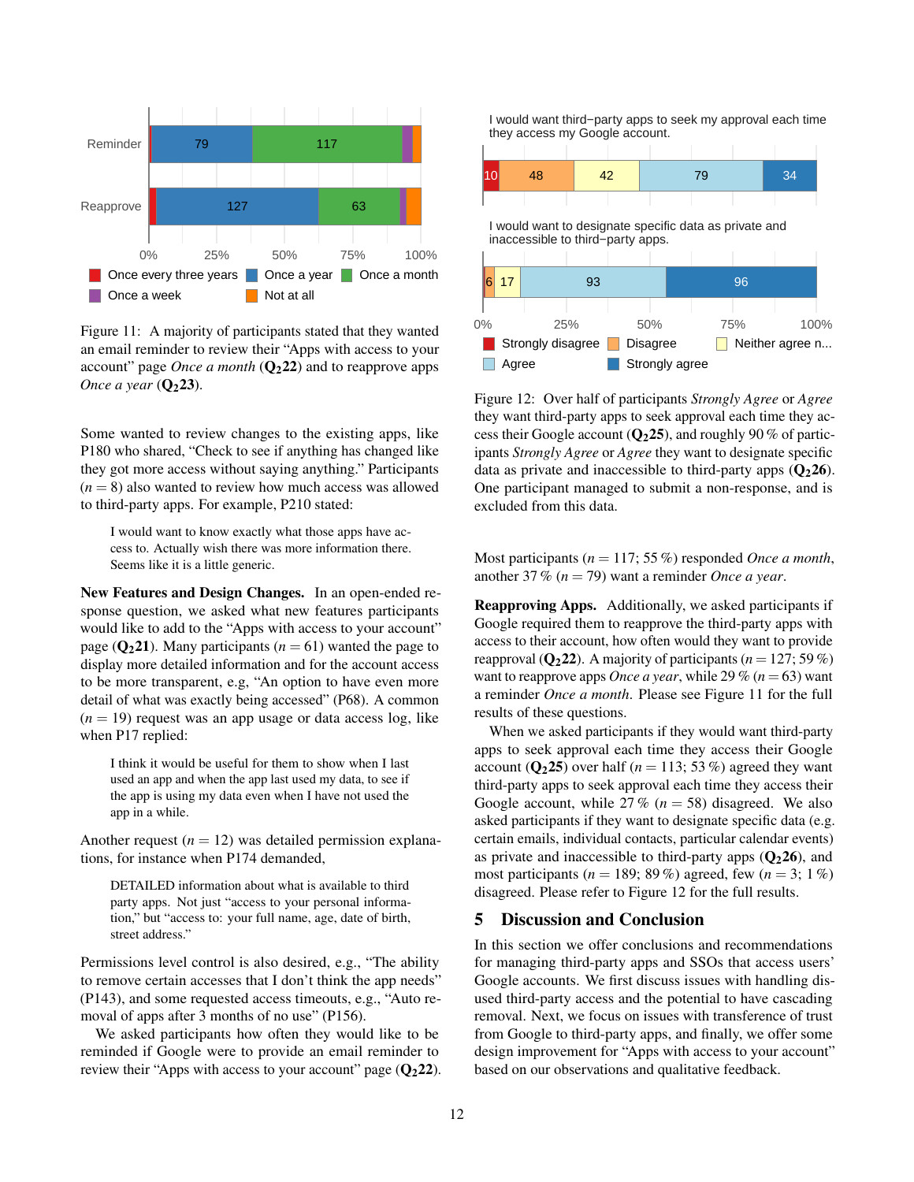Figure 11: A majority of participants stated that they wanted an email reminder to review their "Apps with access to your account" page *Once a month* (**$Q_2$22**) and to reapprove apps *Once a year* (**$Q_2$23**).

Some wanted to review changes to the existing apps, like P180 who shared, "Check to see if anything has changed like they got more access without saying anything." Participants ($n = 8$) also wanted to review how much access was allowed to third-party apps. For example, P210 stated:

> I would want to know exactly what those apps have access to. Actually wish there was more information there. Seems like it is a little generic.

**New Features and Design Changes.** In an open-ended response question, we asked what new features participants would like to add to the "Apps with access to your account" page (**$Q_2$21**). Many participants ($n = 61$) wanted the page to display more detailed information and for the account access to be more transparent, e.g, "An option to have even more detail of what was exactly being accessed" (P68). A common ($n = 19$) request was an app usage or data access log, like when P17 replied:

> I think it would be useful for them to show when I last used an app and when the app last used my data, to see if the app is using my data even when I have not used the app in a while.

Another request ($n = 12$) was detailed permission explanations, for instance when P174 demanded,

> DETAILED information about what is available to third party apps. Not just "access to your personal information," but "access to: your full name, age, date of birth, street address."

Permissions level control is also desired, e.g., "The ability to remove certain accesses that I don't think the app needs" (P143), and some requested access timeouts, e.g., "Auto removal of apps after 3 months of no use" (P156).

We asked participants how often they would like to be reminded if Google were to provide an email reminder to review their "Apps with access to your account" page (**$Q_2$22**).

Figure 12: Over half of participants *Strongly Agree* or *Agree* they want third-party apps to seek approval each time they access their Google account (**$Q_2$25**), and roughly 90 % of participants *Strongly Agree* or *Agree* they want to designate specific data as private and inaccessible to third-party apps (**$Q_2$26**). One participant managed to submit a non-response, and is excluded from this data.

Most participants ($n = 117$; 55 %) responded *Once a month*, another 37 % ($n = 79$) want a reminder *Once a year*.

**Reapproving Apps.** Additionally, we asked participants if Google required them to reapprove the third-party apps with access to their account, how often would they want to provide reapproval (**$Q_2$22**). A majority of participants ($n = 127$; 59 %) want to reapprove apps *Once a year*, while 29 % ($n = 63$) want a reminder *Once a month*. Please see Figure 11 for the full results of these questions.

When we asked participants if they would want third-party apps to seek approval each time they access their Google account (**$Q_2$25**) over half ($n = 113$; 53 %) agreed they want third-party apps to seek approval each time they access their Google account, while 27 % ($n = 58$) disagreed. We also asked participants if they want to designate specific data (e.g. certain emails, individual contacts, particular calendar events) as private and inaccessible to third-party apps (**$Q_2$26**), and most participants ($n = 189$; 89 %) agreed, few ($n = 3$; 1 %) disagreed. Please refer to Figure 12 for the full results.

## 5 Discussion and Conclusion

In this section we offer conclusions and recommendations for managing third-party apps and SSOs that access users' Google accounts. We first discuss issues with handling disused third-party access and the potential to have cascading removal. Next, we focus on issues with transference of trust from Google to third-party apps, and finally, we offer some design improvement for "Apps with access to your account" based on our observations and qualitative feedback.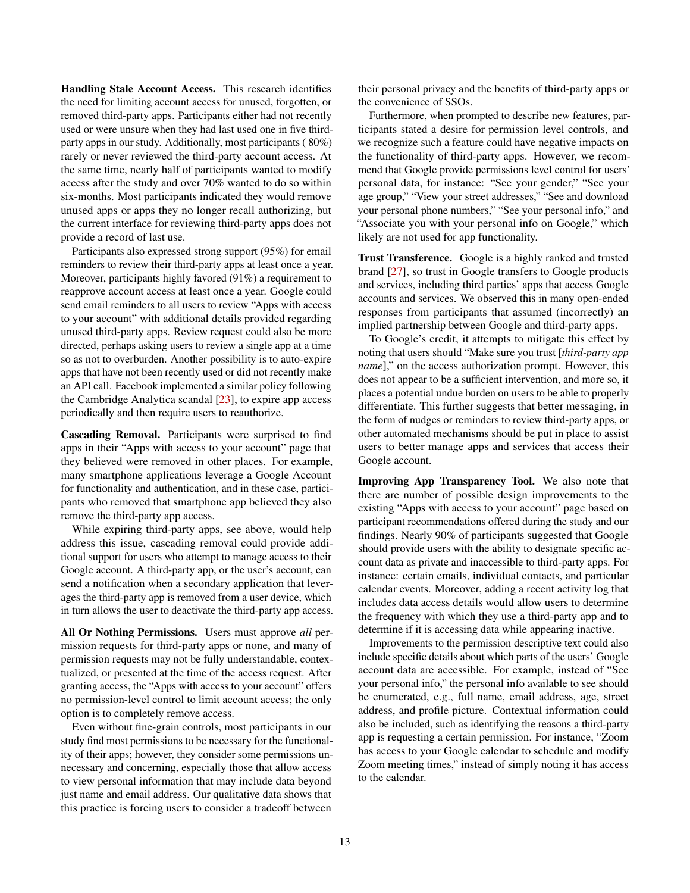**Handling Stale Account Access.** This research identifies the need for limiting account access for unused, forgotten, or removed third-party apps. Participants either had not recently used or were unsure when they had last used one in five third-party apps in our study. Additionally, most participants ( 80%) rarely or never reviewed the third-party account access. At the same time, nearly half of participants wanted to modify access after the study and over 70% wanted to do so within six-months. Most participants indicated they would remove unused apps or apps they no longer recall authorizing, but the current interface for reviewing third-party apps does not provide a record of last use.

Participants also expressed strong support (95%) for email reminders to review their third-party apps at least once a year. Moreover, participants highly favored (91%) a requirement to reapprove account access at least once a year. Google could send email reminders to all users to review "Apps with access to your account" with additional details provided regarding unused third-party apps. Review request could also be more directed, perhaps asking users to review a single app at a time so as not to overburden. Another possibility is to auto-expire apps that have not been recently used or did not recently make an API call. Facebook implemented a similar policy following the Cambridge Analytica scandal [23], to expire app access periodically and then require users to reauthorize.

**Cascading Removal.** Participants were surprised to find apps in their "Apps with access to your account" page that they believed were removed in other places. For example, many smartphone applications leverage a Google Account for functionality and authentication, and in these case, participants who removed that smartphone app believed they also remove the third-party app access.

While expiring third-party apps, see above, would help address this issue, cascading removal could provide additional support for users who attempt to manage access to their Google account. A third-party app, or the user's account, can send a notification when a secondary application that leverages the third-party app is removed from a user device, which in turn allows the user to deactivate the third-party app access.

**All Or Nothing Permissions.** Users must approve *all* permission requests for third-party apps or none, and many of permission requests may not be fully understandable, contextualized, or presented at the time of the access request. After granting access, the "Apps with access to your account" offers no permission-level control to limit account access; the only option is to completely remove access.

Even without fine-grain controls, most participants in our study find most permissions to be necessary for the functionality of their apps; however, they consider some permissions unnecessary and concerning, especially those that allow access to view personal information that may include data beyond just name and email address. Our qualitative data shows that this practice is forcing users to consider a tradeoff between their personal privacy and the benefits of third-party apps or the convenience of SSOs.

Furthermore, when prompted to describe new features, participants stated a desire for permission level controls, and we recognize such a feature could have negative impacts on the functionality of third-party apps. However, we recommend that Google provide permissions level control for users' personal data, for instance: "See your gender," "See your age group," "View your street addresses," "See and download your personal phone numbers," "See your personal info," and "Associate you with your personal info on Google," which likely are not used for app functionality.

**Trust Transference.** Google is a highly ranked and trusted brand [27], so trust in Google transfers to Google products and services, including third parties' apps that access Google accounts and services. We observed this in many open-ended responses from participants that assumed (incorrectly) an implied partnership between Google and third-party apps.

To Google's credit, it attempts to mitigate this effect by noting that users should "Make sure you trust [*third-party app name*]," on the access authorization prompt. However, this does not appear to be a sufficient intervention, and more so, it places a potential undue burden on users to be able to properly differentiate. This further suggests that better messaging, in the form of nudges or reminders to review third-party apps, or other automated mechanisms should be put in place to assist users to better manage apps and services that access their Google account.

**Improving App Transparency Tool.** We also note that there are number of possible design improvements to the existing "Apps with access to your account" page based on participant recommendations offered during the study and our findings. Nearly 90% of participants suggested that Google should provide users with the ability to designate specific account data as private and inaccessible to third-party apps. For instance: certain emails, individual contacts, and particular calendar events. Moreover, adding a recent activity log that includes data access details would allow users to determine the frequency with which they use a third-party app and to determine if it is accessing data while appearing inactive.

Improvements to the permission descriptive text could also include specific details about which parts of the users' Google account data are accessible. For example, instead of "See your personal info," the personal info available to see should be enumerated, e.g., full name, email address, age, street address, and profile picture. Contextual information could also be included, such as identifying the reasons a third-party app is requesting a certain permission. For instance, "Zoom has access to your Google calendar to schedule and modify Zoom meeting times," instead of simply noting it has access to the calendar.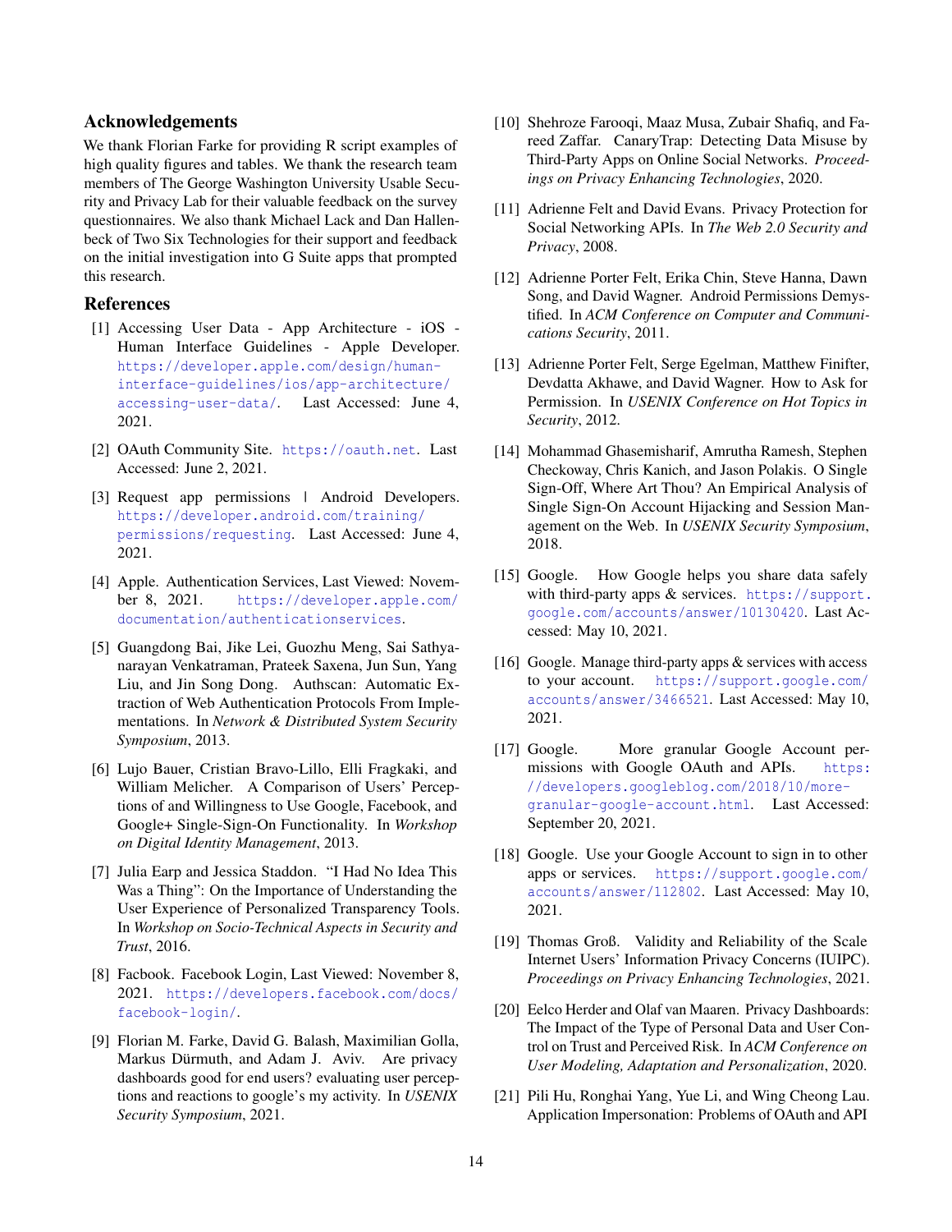## Acknowledgements

We thank Florian Farke for providing R script examples of high quality figures and tables. We thank the research team members of The George Washington University Usable Security and Privacy Lab for their valuable feedback on the survey questionnaires. We also thank Michael Lack and Dan Hallenbeck of Two Six Technologies for their support and feedback on the initial investigation into G Suite apps that prompted this research.

## References

[1] Accessing User Data - App Architecture - iOS - Human Interface Guidelines - Apple Developer. https://developer.apple.com/design/human-interface-guidelines/ios/app-architecture/accessing-user-data/. Last Accessed: June 4, 2021.

[2] OAuth Community Site. https://oauth.net. Last Accessed: June 2, 2021.

[3] Request app permissions | Android Developers. https://developer.android.com/training/permissions/requesting. Last Accessed: June 4, 2021.

[4] Apple. Authentication Services, Last Viewed: November 8, 2021. https://developer.apple.com/documentation/authenticationservices.

[5] Guangdong Bai, Jike Lei, Guozhu Meng, Sai Sathyanarayan Venkatraman, Prateek Saxena, Jun Sun, Yang Liu, and Jin Song Dong. Authscan: Automatic Extraction of Web Authentication Protocols From Implementations. In *Network & Distributed System Security Symposium*, 2013.

[6] Lujo Bauer, Cristian Bravo-Lillo, Elli Fragkaki, and William Melicher. A Comparison of Users' Perceptions of and Willingness to Use Google, Facebook, and Google+ Single-Sign-On Functionality. In *Workshop on Digital Identity Management*, 2013.

[7] Julia Earp and Jessica Staddon. "I Had No Idea This Was a Thing": On the Importance of Understanding the User Experience of Personalized Transparency Tools. In *Workshop on Socio-Technical Aspects in Security and Trust*, 2016.

[8] Facbook. Facebook Login, Last Viewed: November 8, 2021. https://developers.facebook.com/docs/facebook-login/.

[9] Florian M. Farke, David G. Balash, Maximilian Golla, Markus Dürmuth, and Adam J. Aviv. Are privacy dashboards good for end users? evaluating user perceptions and reactions to google's my activity. In *USENIX Security Symposium*, 2021.

[10] Shehroze Farooqi, Maaz Musa, Zubair Shafiq, and Fareed Zaffar. CanaryTrap: Detecting Data Misuse by Third-Party Apps on Online Social Networks. *Proceedings on Privacy Enhancing Technologies*, 2020.

[11] Adrienne Felt and David Evans. Privacy Protection for Social Networking APIs. In *The Web 2.0 Security and Privacy*, 2008.

[12] Adrienne Porter Felt, Erika Chin, Steve Hanna, Dawn Song, and David Wagner. Android Permissions Demystified. In *ACM Conference on Computer and Communications Security*, 2011.

[13] Adrienne Porter Felt, Serge Egelman, Matthew Finifter, Devdatta Akhawe, and David Wagner. How to Ask for Permission. In *USENIX Conference on Hot Topics in Security*, 2012.

[14] Mohammad Ghasemisharif, Amrutha Ramesh, Stephen Checkoway, Chris Kanich, and Jason Polakis. O Single Sign-Off, Where Art Thou? An Empirical Analysis of Single Sign-On Account Hijacking and Session Management on the Web. In *USENIX Security Symposium*, 2018.

[15] Google. How Google helps you share data safely with third-party apps & services. https://support.google.com/accounts/answer/10130420. Last Accessed: May 10, 2021.

[16] Google. Manage third-party apps & services with access to your account. https://support.google.com/accounts/answer/3466521. Last Accessed: May 10, 2021.

[17] Google. More granular Google Account permissions with Google OAuth and APIs. https://developers.googleblog.com/2018/10/more-granular-google-account.html. Last Accessed: September 20, 2021.

[18] Google. Use your Google Account to sign in to other apps or services. https://support.google.com/accounts/answer/112802. Last Accessed: May 10, 2021.

[19] Thomas Groß. Validity and Reliability of the Scale Internet Users' Information Privacy Concerns (IUIPC). *Proceedings on Privacy Enhancing Technologies*, 2021.

[20] Eelco Herder and Olaf van Maaren. Privacy Dashboards: The Impact of the Type of Personal Data and User Control on Trust and Perceived Risk. In *ACM Conference on User Modeling, Adaptation and Personalization*, 2020.

[21] Pili Hu, Ronghai Yang, Yue Li, and Wing Cheong Lau. Application Impersonation: Problems of OAuth and API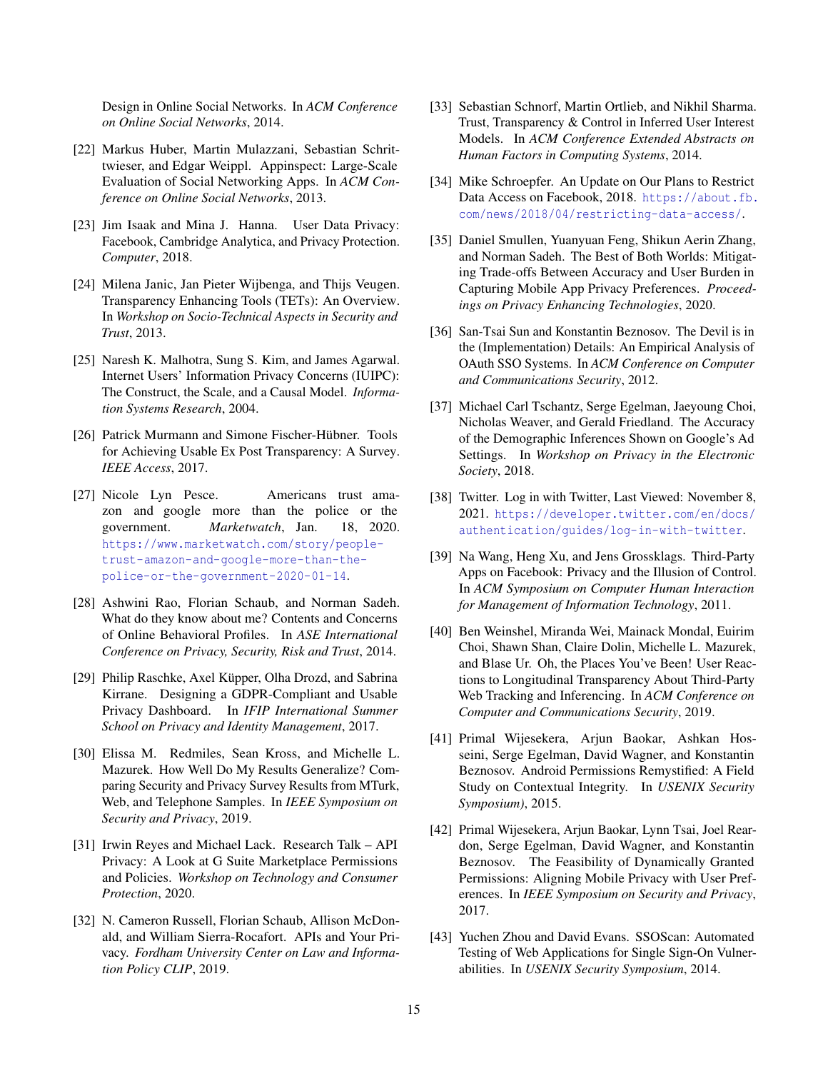Design in Online Social Networks. In *ACM Conference on Online Social Networks*, 2014.

[22] Markus Huber, Martin Mulazzani, Sebastian Schrittwieser, and Edgar Weippl. Appinspect: Large-Scale Evaluation of Social Networking Apps. In *ACM Conference on Online Social Networks*, 2013.

[23] Jim Isaak and Mina J. Hanna. User Data Privacy: Facebook, Cambridge Analytica, and Privacy Protection. *Computer*, 2018.

[24] Milena Janic, Jan Pieter Wijbenga, and Thijs Veugen. Transparency Enhancing Tools (TETs): An Overview. In *Workshop on Socio-Technical Aspects in Security and Trust*, 2013.

[25] Naresh K. Malhotra, Sung S. Kim, and James Agarwal. Internet Users' Information Privacy Concerns (IUIPC): The Construct, the Scale, and a Causal Model. *Information Systems Research*, 2004.

[26] Patrick Murmann and Simone Fischer-Hübner. Tools for Achieving Usable Ex Post Transparency: A Survey. *IEEE Access*, 2017.

[27] Nicole Lyn Pesce. Americans trust amazon and google more than the police or the government. *Marketwatch*, Jan. 18, 2020. https://www.marketwatch.com/story/people-trust-amazon-and-google-more-than-the-police-or-the-government-2020-01-14.

[28] Ashwini Rao, Florian Schaub, and Norman Sadeh. What do they know about me? Contents and Concerns of Online Behavioral Profiles. In *ASE International Conference on Privacy, Security, Risk and Trust*, 2014.

[29] Philip Raschke, Axel Küpper, Olha Drozd, and Sabrina Kirrane. Designing a GDPR-Compliant and Usable Privacy Dashboard. In *IFIP International Summer School on Privacy and Identity Management*, 2017.

[30] Elissa M. Redmiles, Sean Kross, and Michelle L. Mazurek. How Well Do My Results Generalize? Comparing Security and Privacy Survey Results from MTurk, Web, and Telephone Samples. In *IEEE Symposium on Security and Privacy*, 2019.

[31] Irwin Reyes and Michael Lack. Research Talk – API Privacy: A Look at G Suite Marketplace Permissions and Policies. *Workshop on Technology and Consumer Protection*, 2020.

[32] N. Cameron Russell, Florian Schaub, Allison McDonald, and William Sierra-Rocafort. APIs and Your Privacy. *Fordham University Center on Law and Information Policy CLIP*, 2019.

[33] Sebastian Schnorf, Martin Ortlieb, and Nikhil Sharma. Trust, Transparency & Control in Inferred User Interest Models. In *ACM Conference Extended Abstracts on Human Factors in Computing Systems*, 2014.

[34] Mike Schroepfer. An Update on Our Plans to Restrict Data Access on Facebook, 2018. https://about.fb.com/news/2018/04/restricting-data-access/.

[35] Daniel Smullen, Yuanyuan Feng, Shikun Aerin Zhang, and Norman Sadeh. The Best of Both Worlds: Mitigating Trade-offs Between Accuracy and User Burden in Capturing Mobile App Privacy Preferences. *Proceedings on Privacy Enhancing Technologies*, 2020.

[36] San-Tsai Sun and Konstantin Beznosov. The Devil is in the (Implementation) Details: An Empirical Analysis of OAuth SSO Systems. In *ACM Conference on Computer and Communications Security*, 2012.

[37] Michael Carl Tschantz, Serge Egelman, Jaeyoung Choi, Nicholas Weaver, and Gerald Friedland. The Accuracy of the Demographic Inferences Shown on Google's Ad Settings. In *Workshop on Privacy in the Electronic Society*, 2018.

[38] Twitter. Log in with Twitter, Last Viewed: November 8, 2021. https://developer.twitter.com/en/docs/authentication/guides/log-in-with-twitter.

[39] Na Wang, Heng Xu, and Jens Grossklags. Third-Party Apps on Facebook: Privacy and the Illusion of Control. In *ACM Symposium on Computer Human Interaction for Management of Information Technology*, 2011.

[40] Ben Weinshel, Miranda Wei, Mainack Mondal, Euirim Choi, Shawn Shan, Claire Dolin, Michelle L. Mazurek, and Blase Ur. Oh, the Places You've Been! User Reactions to Longitudinal Transparency About Third-Party Web Tracking and Inferencing. In *ACM Conference on Computer and Communications Security*, 2019.

[41] Primal Wijesekera, Arjun Baokar, Ashkan Hosseini, Serge Egelman, David Wagner, and Konstantin Beznosov. Android Permissions Remystified: A Field Study on Contextual Integrity. In *USENIX Security Symposium)*, 2015.

[42] Primal Wijesekera, Arjun Baokar, Lynn Tsai, Joel Reardon, Serge Egelman, David Wagner, and Konstantin Beznosov. The Feasibility of Dynamically Granted Permissions: Aligning Mobile Privacy with User Preferences. In *IEEE Symposium on Security and Privacy*, 2017.

[43] Yuchen Zhou and David Evans. SSOScan: Automated Testing of Web Applications for Single Sign-On Vulnerabilities. In *USENIX Security Symposium*, 2014.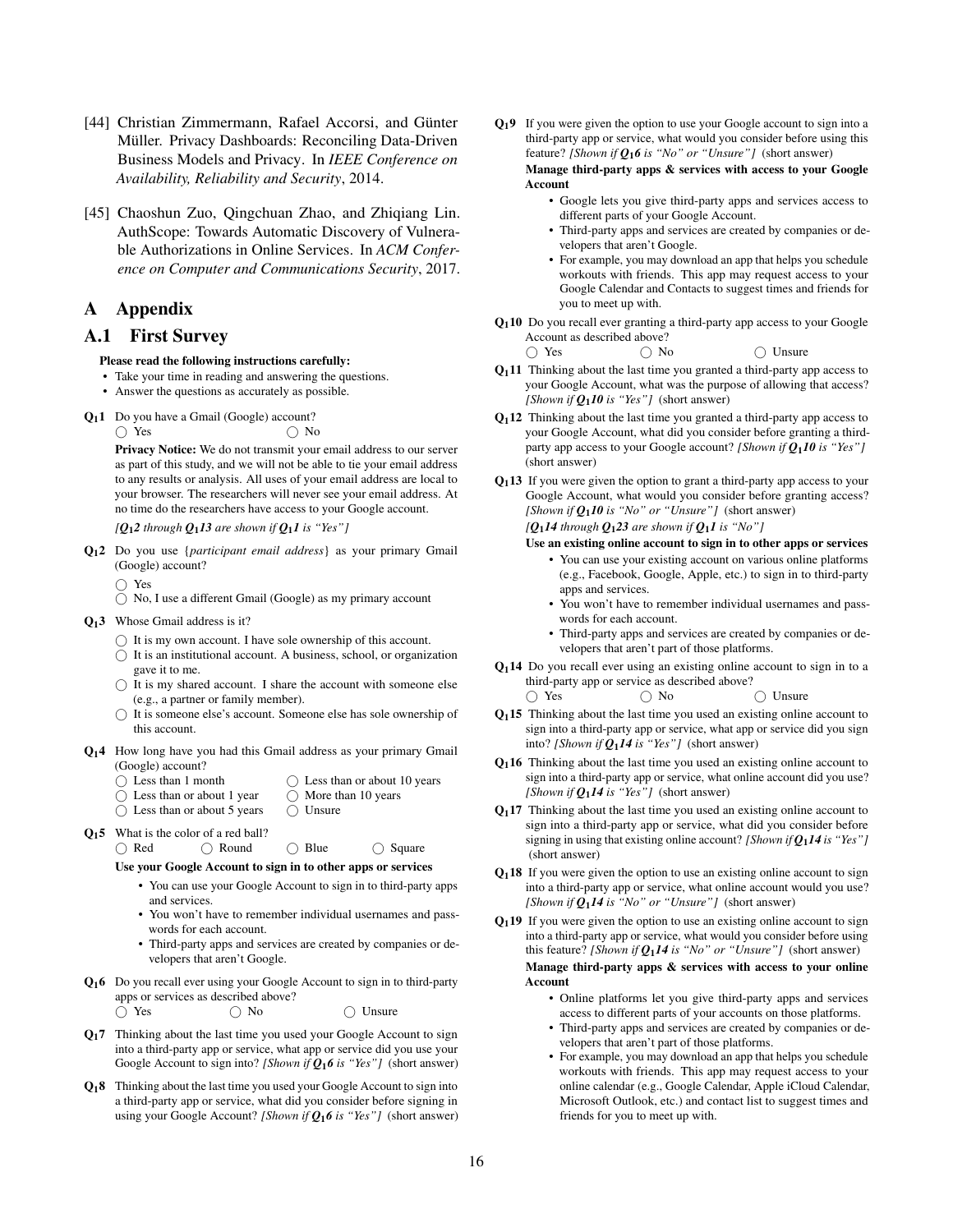[44] Christian Zimmermann, Rafael Accorsi, and Günter Müller. Privacy Dashboards: Reconciling Data-Driven Business Models and Privacy. In *IEEE Conference on Availability, Reliability and Security*, 2014.

[45] Chaoshun Zuo, Qingchuan Zhao, and Zhiqiang Lin. AuthScope: Towards Automatic Discovery of Vulnerable Authorizations in Online Services. In *ACM Conference on Computer and Communications Security*, 2017.

# A Appendix

## A.1 First Survey

**Please read the following instructions carefully:**

- Take your time in reading and answering the questions.
- Answer the questions as accurately as possible.

**$Q_1$1** Do you have a Gmail (Google) account?
◯ Yes ◯ No

**Privacy Notice:** We do not transmit your email address to our server as part of this study, and we will not be able to tie your email address to any results or analysis. All uses of your email address are local to your browser. The researchers will never see your email address. At no time do the researchers have access to your Google account.

*[$Q_1$2 through $Q_1$13 are shown if $Q_1$1 is "Yes"]*

**$Q_1$2** Do you use {*participant email address*} as your primary Gmail (Google) account?
◯ Yes
◯ No, I use a different Gmail (Google) as my primary account

**$Q_1$3** Whose Gmail address is it?
◯ It is my own account. I have sole ownership of this account.
◯ It is an institutional account. A business, school, or organization gave it to me.
◯ It is my shared account. I share the account with someone else (e.g., a partner or family member).
◯ It is someone else's account. Someone else has sole ownership of this account.

**$Q_1$4** How long have you had this Gmail address as your primary Gmail (Google) account?
◯ Less than 1 month ◯ Less than or about 10 years
◯ Less than or about 1 year ◯ More than 10 years
◯ Less than or about 5 years ◯ Unsure

**$Q_1$5** What is the color of a red ball?
◯ Red ◯ Round ◯ Blue ◯ Square

**Use your Google Account to sign in to other apps or services**

- You can use your Google Account to sign in to third-party apps and services.
- You won't have to remember individual usernames and passwords for each account.
- Third-party apps and services are created by companies or developers that aren't Google.

**$Q_1$6** Do you recall ever using your Google Account to sign in to third-party apps or services as described above?
◯ Yes ◯ No ◯ Unsure

**$Q_1$7** Thinking about the last time you used your Google Account to sign into a third-party app or service, what app or service did you use your Google Account to sign into? *[Shown if $Q_1$6 is "Yes"]* (short answer)

**$Q_1$8** Thinking about the last time you used your Google Account to sign into a third-party app or service, what did you consider before signing in using your Google Account? *[Shown if $Q_1$6 is "Yes"]* (short answer)

**$Q_1$9** If you were given the option to use your Google account to sign into a third-party app or service, what would you consider before using this feature? *[Shown if $Q_1$6 is "No" or "Unsure"]* (short answer)

**Manage third-party apps & services with access to your Google Account**

- Google lets you give third-party apps and services access to different parts of your Google Account.
- Third-party apps and services are created by companies or developers that aren't Google.
- For example, you may download an app that helps you schedule workouts with friends. This app may request access to your Google Calendar and Contacts to suggest times and friends for you to meet up with.

**$Q_1$10** Do you recall ever granting a third-party app access to your Google Account as described above?
◯ Yes ◯ No ◯ Unsure

**$Q_1$11** Thinking about the last time you granted a third-party app access to your Google Account, what was the purpose of allowing that access? *[Shown if $Q_1$10 is "Yes"]* (short answer)

**$Q_1$12** Thinking about the last time you granted a third-party app access to your Google Account, what did you consider before granting a third-party app access to your Google account? *[Shown if $Q_1$10 is "Yes"]* (short answer)

**$Q_1$13** If you were given the option to grant a third-party app access to your Google Account, what would you consider before granting access? *[Shown if $Q_1$10 is "No" or "Unsure"]* (short answer)

*[$Q_1$14 through $Q_1$23 are shown if $Q_1$1 is "No"]*

**Use an existing online account to sign in to other apps or services**

- You can use your existing account on various online platforms (e.g., Facebook, Google, Apple, etc.) to sign in to third-party apps and services.
- You won't have to remember individual usernames and passwords for each account.
- Third-party apps and services are created by companies or developers that aren't part of those platforms.

**$Q_1$14** Do you recall ever using an existing online account to sign in to a third-party app or service as described above?
◯ Yes ◯ No ◯ Unsure

**$Q_1$15** Thinking about the last time you used an existing online account to sign into a third-party app or service, what app or service did you sign into? *[Shown if $Q_1$14 is "Yes"]* (short answer)

**$Q_1$16** Thinking about the last time you used an existing online account to sign into a third-party app or service, what online account did you use? *[Shown if $Q_1$14 is "Yes"]* (short answer)

**$Q_1$17** Thinking about the last time you used an existing online account to sign into a third-party app or service, what did you consider before signing in using that existing online account? *[Shown if $Q_1$14 is "Yes"]* (short answer)

**$Q_1$18** If you were given the option to use an existing online account to sign into a third-party app or service, what online account would you use? *[Shown if $Q_1$14 is "No" or "Unsure"]* (short answer)

**$Q_1$19** If you were given the option to use an existing online account to sign into a third-party app or service, what would you consider before using this feature? *[Shown if $Q_1$14 is "No" or "Unsure"]* (short answer)

**Manage third-party apps & services with access to your online Account**

- Online platforms let you give third-party apps and services access to different parts of your accounts on those platforms.
- Third-party apps and services are created by companies or developers that aren't part of those platforms.
- For example, you may download an app that helps you schedule workouts with friends. This app may request access to your online calendar (e.g., Google Calendar, Apple iCloud Calendar, Microsoft Outlook, etc.) and contact list to suggest times and friends for you to meet up with.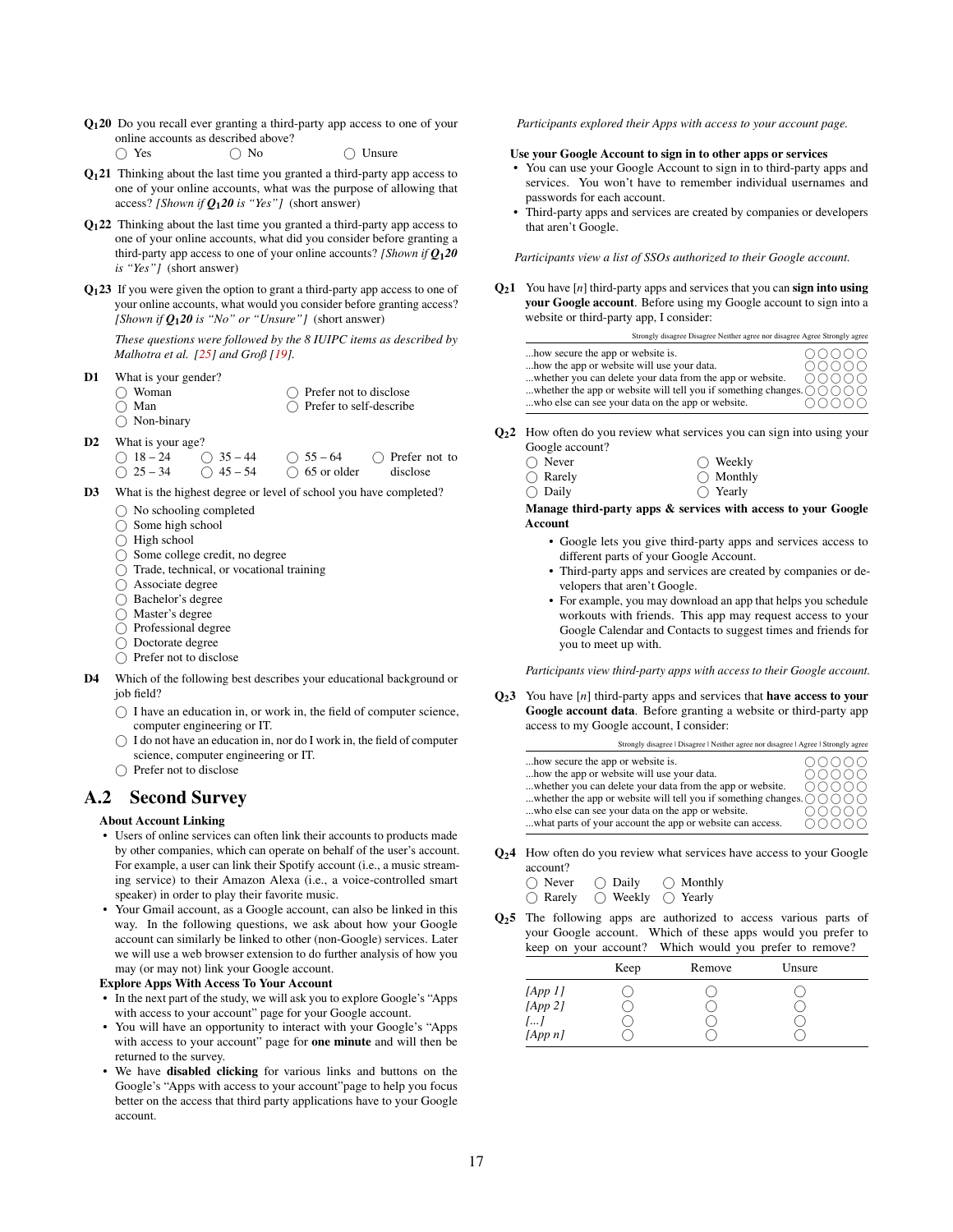**$Q_1$20** Do you recall ever granting a third-party app access to one of your online accounts as described above?
◯ Yes ◯ No ◯ Unsure

**$Q_1$21** Thinking about the last time you granted a third-party app access to one of your online accounts, what was the purpose of allowing that access? *[Shown if $Q_1$20 is "Yes"]* (short answer)

**$Q_1$22** Thinking about the last time you granted a third-party app access to one of your online accounts, what did you consider before granting a third-party app access to one of your online accounts? *[Shown if $Q_1$20 is "Yes"]* (short answer)

**$Q_1$23** If you were given the option to grant a third-party app access to one of your online accounts, what would you consider before granting access? *[Shown if $Q_1$20 is "No" or "Unsure"]* (short answer)

*These questions were followed by the 8 IUIPC items as described by Malhotra et al. [25] and Groß [19].*

**D1** What is your gender?
◯ Woman
◯ Man
◯ Non-binary
◯ Prefer not to disclose
◯ Prefer to self-describe

**D2** What is your age?
◯ 18 – 24
◯ 25 – 34
◯ 35 – 44
◯ 45 – 54
◯ 55 – 64
◯ 65 or older
◯ Prefer not to disclose

**D3** What is the highest degree or level of school you have completed?
◯ No schooling completed
◯ Some high school
◯ High school
◯ Some college credit, no degree
◯ Trade, technical, or vocational training
◯ Associate degree
◯ Bachelor's degree
◯ Master's degree
◯ Professional degree
◯ Doctorate degree
◯ Prefer not to disclose

**D4** Which of the following best describes your educational background or job field?
◯ I have an education in, or work in, the field of computer science, computer engineering or IT.
◯ I do not have an education in, nor do I work in, the field of computer science, computer engineering or IT.
◯ Prefer not to disclose

## A.2 Second Survey

**About Account Linking**

- Users of online services can often link their accounts to products made by other companies, which can operate on behalf of the user's account. For example, a user can link their Spotify account (i.e., a music streaming service) to their Amazon Alexa (i.e., a voice-controlled smart speaker) in order to play their favorite music.
- Your Gmail account, as a Google account, can also be linked in this way. In the following questions, we ask about how your Google account can similarly be linked to other (non-Google) services. Later we will use a web browser extension to do further analysis of how you may (or may not) link your Google account.

**Explore Apps With Access To Your Account**

- In the next part of the study, we will ask you to explore Google's "Apps with access to your account" page for your Google account.
- You will have an opportunity to interact with your Google's "Apps with access to your account" page for **one minute** and will then be returned to the survey.
- We have **disabled clicking** for various links and buttons on the Google's "Apps with access to your account"page to help you focus better on the access that third party applications have to your Google account.

*Participants explored their Apps with access to your account page.*

**Use your Google Account to sign in to other apps or services**

- You can use your Google Account to sign in to third-party apps and services. You won't have to remember individual usernames and passwords for each account.
- Third-party apps and services are created by companies or developers that aren't Google.

*Participants view a list of SSOs authorized to their Google account.*

**$Q_2$1** You have [*n*] third-party apps and services that you can **sign into using your Google account**. Before using my Google account to sign into a website or third-party app, I consider:

| | Strongly disagree | Disagree | Neither agree nor disagree | Agree | Strongly agree |
|---|---|---|---|---|---|
| ...how secure the app or website is. | ◯ | ◯ | ◯ | ◯ | ◯ |
| ...how the app or website will use your data. | ◯ | ◯ | ◯ | ◯ | ◯ |
| ...whether you can delete your data from the app or website. | ◯ | ◯ | ◯ | ◯ | ◯ |
| ...whether the app or website will tell you if something changes. | ◯ | ◯ | ◯ | ◯ | ◯ |
| ...who else can see your data on the app or website. | ◯ | ◯ | ◯ | ◯ | ◯ |

**$Q_2$2** How often do you review what services you can sign into using your Google account?
◯ Never
◯ Rarely
◯ Daily
◯ Weekly
◯ Monthly
◯ Yearly

**Manage third-party apps & services with access to your Google Account**

- Google lets you give third-party apps and services access to different parts of your Google Account.
- Third-party apps and services are created by companies or developers that aren't Google.
- For example, you may download an app that helps you schedule workouts with friends. This app may request access to your Google Calendar and Contacts to suggest times and friends for you to meet up with.

*Participants view third-party apps with access to their Google account.*

**$Q_2$3** You have [*n*] third-party apps and services that **have access to your Google account data**. Before granting a website or third-party app access to my Google account, I consider:

| | Strongly disagree | Disagree | Neither agree nor disagree | Agree | Strongly agree |
|---|---|---|---|---|---|
| ...how secure the app or website is. | ◯ | ◯ | ◯ | ◯ | ◯ |
| ...how the app or website will use your data. | ◯ | ◯ | ◯ | ◯ | ◯ |
| ...whether you can delete your data from the app or website. | ◯ | ◯ | ◯ | ◯ | ◯ |
| ...whether the app or website will tell you if something changes. | ◯ | ◯ | ◯ | ◯ | ◯ |
| ...who else can see your data on the app or website. | ◯ | ◯ | ◯ | ◯ | ◯ |
| ...what parts of your account the app or website can access. | ◯ | ◯ | ◯ | ◯ | ◯ |

**$Q_2$4** How often do you review what services have access to your Google account?
◯ Never
◯ Rarely
◯ Daily
◯ Weekly
◯ Monthly
◯ Yearly

**$Q_2$5** The following apps are authorized to access various parts of your Google account. Which of these apps would you prefer to keep on your account? Which would you prefer to remove?

| | Keep | Remove | Unsure |
|---|---|---|---|
| *[App 1]* | ◯ | ◯ | ◯ |
| *[App 2]* | ◯ | ◯ | ◯ |
| *[...]* | ◯ | ◯ | ◯ |
| *[App n]* | ◯ | ◯ | ◯ |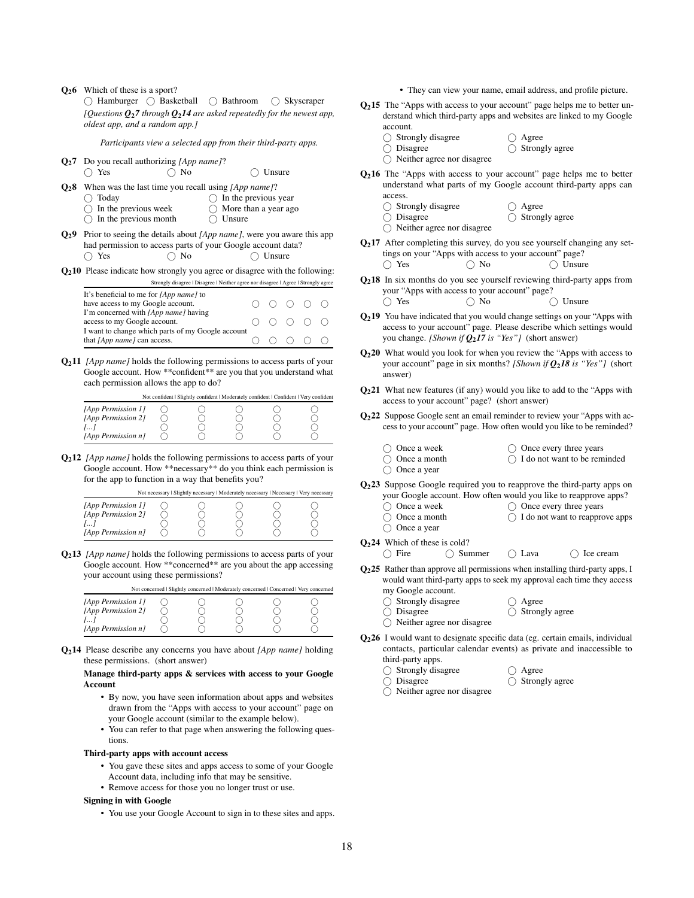**$Q_2$6** Which of these is a sport?

◯ Hamburger ◯ Basketball ◯ Bathroom ◯ Skyscraper

*[Questions $Q_2$7 through $Q_2$14 are asked repeatedly for the newest app, oldest app, and a random app.]*

*Participants view a selected app from their third-party apps.*

**$Q_2$7** Do you recall authorizing *[App name]*?

◯ Yes ◯ No ◯ Unsure

**$Q_2$8** When was the last time you recall using *[App name]*?

◯ Today ◯ In the previous year
◯ In the previous week ◯ More than a year ago
◯ In the previous month ◯ Unsure

**$Q_2$9** Prior to seeing the details about *[App name]*, were you aware this app had permission to access parts of your Google account data?

◯ Yes ◯ No ◯ Unsure

**$Q_2$10** Please indicate how strongly you agree or disagree with the following:

| | Strongly disagree | Disagree | Neither agree nor disagree | Agree | Strongly agree |
|---|---|---|---|---|---|
| It's beneficial to me for *[App name]* to have access to my Google account. | ◯ | ◯ | ◯ | ◯ | ◯ |
| I'm concerned with *[App name]* having access to my Google account. | ◯ | ◯ | ◯ | ◯ | ◯ |
| I want to change which parts of my Google account that *[App name]* can access. | ◯ | ◯ | ◯ | ◯ | ◯ |

**$Q_2$11** *[App name]* holds the following permissions to access parts of your Google account. How **confident** are you that you understand what each permission allows the app to do?

| | Not confident | Slightly confident | Moderately confident | Confident | Very confident |
|---|---|---|---|---|---|
| *[App Permission 1]* | ◯ | ◯ | ◯ | ◯ | ◯ |
| *[App Permission 2]* | ◯ | ◯ | ◯ | ◯ | ◯ |
| *[...]* | ◯ | ◯ | ◯ | ◯ | ◯ |
| *[App Permission n]* | ◯ | ◯ | ◯ | ◯ | ◯ |

**$Q_2$12** *[App name]* holds the following permissions to access parts of your Google account. How **necessary** do you think each permission is for the app to function in a way that benefits you?

| | Not necessary | Slightly necessary | Moderately necessary | Necessary | Very necessary |
|---|---|---|---|---|---|
| *[App Permission 1]* | ◯ | ◯ | ◯ | ◯ | ◯ |
| *[App Permission 2]* | ◯ | ◯ | ◯ | ◯ | ◯ |
| *[...]* | ◯ | ◯ | ◯ | ◯ | ◯ |
| *[App Permission n]* | ◯ | ◯ | ◯ | ◯ | ◯ |

**$Q_2$13** *[App name]* holds the following permissions to access parts of your Google account. How **concerned** are you about the app accessing your account using these permissions?

| | Not concerned | Slightly concerned | Moderately concerned | Concerned | Very concerned |
|---|---|---|---|---|---|
| *[App Permission 1]* | ◯ | ◯ | ◯ | ◯ | ◯ |
| *[App Permission 2]* | ◯ | ◯ | ◯ | ◯ | ◯ |
| *[...]* | ◯ | ◯ | ◯ | ◯ | ◯ |
| *[App Permission n]* | ◯ | ◯ | ◯ | ◯ | ◯ |

**$Q_2$14** Please describe any concerns you have about *[App name]* holding these permissions. (short answer)

**Manage third-party apps & services with access to your Google Account**

- By now, you have seen information about apps and websites drawn from the "Apps with access to your account" page on your Google account (similar to the example below).
- You can refer to that page when answering the following questions.

**Third-party apps with account access**

- You gave these sites and apps access to some of your Google Account data, including info that may be sensitive.
- Remove access for those you no longer trust or use.

**Signing in with Google**

- You use your Google Account to sign in to these sites and apps.
- They can view your name, email address, and profile picture.

**$Q_2$15** The "Apps with access to your account" page helps me to better understand which third-party apps and websites are linked to my Google account.

◯ Strongly disagree ◯ Agree
◯ Disagree ◯ Strongly agree
◯ Neither agree nor disagree

**$Q_2$16** The "Apps with access to your account" page helps me to better understand what parts of my Google account third-party apps can access.

◯ Strongly disagree ◯ Agree
◯ Disagree ◯ Strongly agree
◯ Neither agree nor disagree

**$Q_2$17** After completing this survey, do you see yourself changing any settings on your "Apps with access to your account" page?

◯ Yes ◯ No ◯ Unsure

**$Q_2$18** In six months do you see yourself reviewing third-party apps from your "Apps with access to your account" page?

◯ Yes ◯ No ◯ Unsure

**$Q_2$19** You have indicated that you would change settings on your "Apps with access to your account" page. Please describe which settings would you change. *[Shown if $Q_2$17 is "Yes"]* (short answer)

**$Q_2$20** What would you look for when you review the "Apps with access to your account" page in six months? *[Shown if $Q_2$18 is "Yes"]* (short answer)

**$Q_2$21** What new features (if any) would you like to add to the "Apps with access to your account" page? (short answer)

**$Q_2$22** Suppose Google sent an email reminder to review your "Apps with access to your account" page. How often would you like to be reminded?

◯ Once a week ◯ Once every three years
◯ Once a month ◯ I do not want to be reminded
◯ Once a year

**$Q_2$23** Suppose Google required you to reapprove the third-party apps on your Google account. How often would you like to reapprove apps?

◯ Once a week ◯ Once every three years
◯ Once a month ◯ I do not want to reapprove apps
◯ Once a year

**$Q_2$24** Which of these is cold?

◯ Fire ◯ Summer ◯ Lava ◯ Ice cream

**$Q_2$25** Rather than approve all permissions when installing third-party apps, I would want third-party apps to seek my approval each time they access my Google account.

◯ Strongly disagree ◯ Agree
◯ Disagree ◯ Strongly agree
◯ Neither agree nor disagree

**$Q_2$26** I would want to designate specific data (eg. certain emails, individual contacts, particular calendar events) as private and inaccessible to third-party apps.

◯ Strongly disagree ◯ Agree
◯ Disagree ◯ Strongly agree
◯ Neither agree nor disagree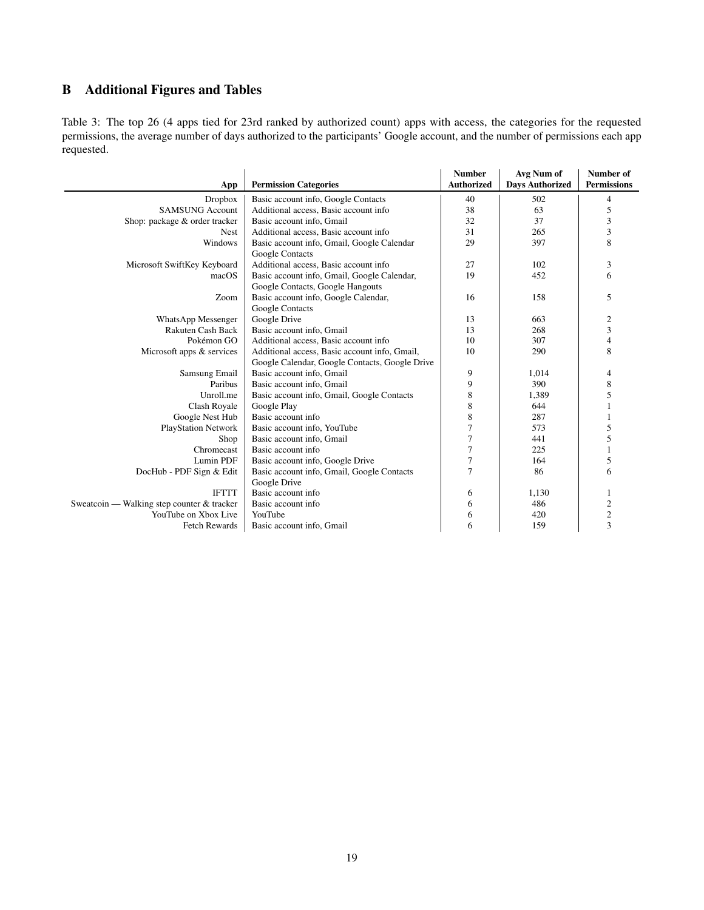# B Additional Figures and Tables

Table 3: The top 26 (4 apps tied for 23rd ranked by authorized count) apps with access, the categories for the requested permissions, the average number of days authorized to the participants' Google account, and the number of permissions each app requested.

| App | Permission Categories | Number Authorized | Avg Num of Days Authorized | Number of Permissions |
|---|---|---|---|---|
| Dropbox | Basic account info, Google Contacts | 40 | 502 | 4 |
| SAMSUNG Account | Additional access, Basic account info | 38 | 63 | 5 |
| Shop: package & order tracker | Basic account info, Gmail | 32 | 37 | 3 |
| Nest | Additional access, Basic account info | 31 | 265 | 3 |
| Windows | Basic account info, Gmail, Google Calendar Google Contacts | 29 | 397 | 8 |
| Microsoft SwiftKey Keyboard | Additional access, Basic account info | 27 | 102 | 3 |
| macOS | Basic account info, Gmail, Google Calendar, Google Contacts, Google Hangouts | 19 | 452 | 6 |
| Zoom | Basic account info, Google Calendar, Google Contacts | 16 | 158 | 5 |
| WhatsApp Messenger | Google Drive | 13 | 663 | 2 |
| Rakuten Cash Back | Basic account info, Gmail | 13 | 268 | 3 |
| Pokémon GO | Additional access, Basic account info | 10 | 307 | 4 |
| Microsoft apps & services | Additional access, Basic account info, Gmail, Google Calendar, Google Contacts, Google Drive | 10 | 290 | 8 |
| Samsung Email | Basic account info, Gmail | 9 | 1,014 | 4 |
| Paribus | Basic account info, Gmail | 9 | 390 | 8 |
| Unroll.me | Basic account info, Gmail, Google Contacts | 8 | 1,389 | 5 |
| Clash Royale | Google Play | 8 | 644 | 1 |
| Google Nest Hub | Basic account info | 8 | 287 | 1 |
| PlayStation Network | Basic account info, YouTube | 7 | 573 | 5 |
| Shop | Basic account info, Gmail | 7 | 441 | 5 |
| Chromecast | Basic account info | 7 | 225 | 1 |
| Lumin PDF | Basic account info, Google Drive | 7 | 164 | 5 |
| DocHub - PDF Sign & Edit | Basic account info, Gmail, Google Contacts Google Drive | 7 | 86 | 6 |
| IFTTT | Basic account info | 6 | 1,130 | 1 |
| Sweatcoin — Walking step counter & tracker | Basic account info | 6 | 486 | 2 |
| YouTube on Xbox Live | YouTube | 6 | 420 | 2 |
| Fetch Rewards | Basic account info, Gmail | 6 | 159 | 3 |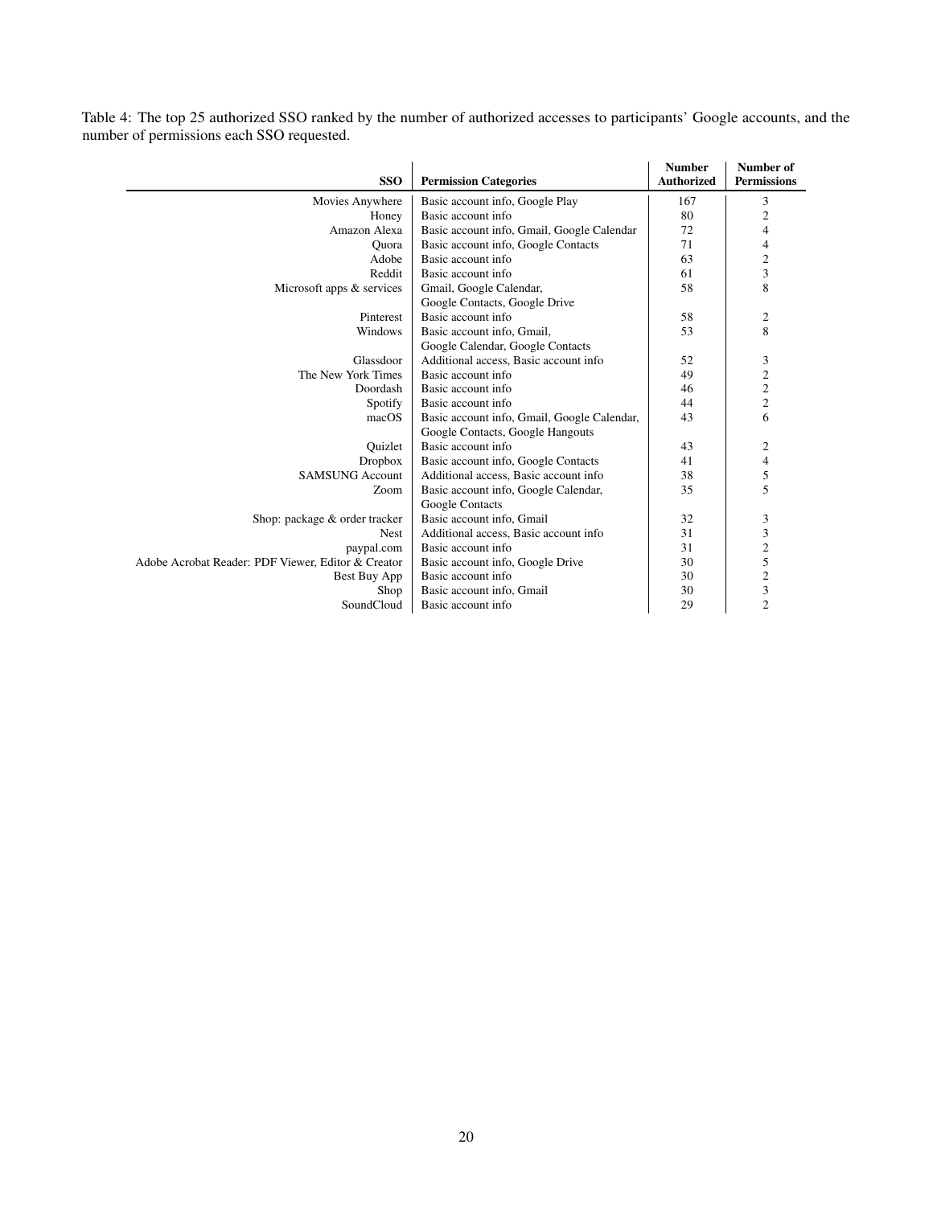Table 4: The top 25 authorized SSO ranked by the number of authorized accesses to participants' Google accounts, and the number of permissions each SSO requested.

| SSO | Permission Categories | Number Authorized | Number of Permissions |
|---|---|---|---|
| Movies Anywhere | Basic account info, Google Play | 167 | 3 |
| Honey | Basic account info | 80 | 2 |
| Amazon Alexa | Basic account info, Gmail, Google Calendar | 72 | 4 |
| Quora | Basic account info, Google Contacts | 71 | 4 |
| Adobe | Basic account info | 63 | 2 |
| Reddit | Basic account info | 61 | 3 |
| Microsoft apps & services | Gmail, Google Calendar, Google Contacts, Google Drive | 58 | 8 |
| Pinterest | Basic account info | 58 | 2 |
| Windows | Basic account info, Gmail, Google Calendar, Google Contacts | 53 | 8 |
| Glassdoor | Additional access, Basic account info | 52 | 3 |
| The New York Times | Basic account info | 49 | 2 |
| Doordash | Basic account info | 46 | 2 |
| Spotify | Basic account info | 44 | 2 |
| macOS | Basic account info, Gmail, Google Calendar, Google Contacts, Google Hangouts | 43 | 6 |
| Quizlet | Basic account info | 43 | 2 |
| Dropbox | Basic account info, Google Contacts | 41 | 4 |
| SAMSUNG Account | Additional access, Basic account info | 38 | 5 |
| Zoom | Basic account info, Google Calendar, Google Contacts | 35 | 5 |
| Shop: package & order tracker | Basic account info, Gmail | 32 | 3 |
| Nest | Additional access, Basic account info | 31 | 3 |
| paypal.com | Basic account info | 31 | 2 |
| Adobe Acrobat Reader: PDF Viewer, Editor & Creator | Basic account info, Google Drive | 30 | 5 |
| Best Buy App | Basic account info | 30 | 2 |
| Shop | Basic account info, Gmail | 30 | 3 |
| SoundCloud | Basic account info | 29 | 2 |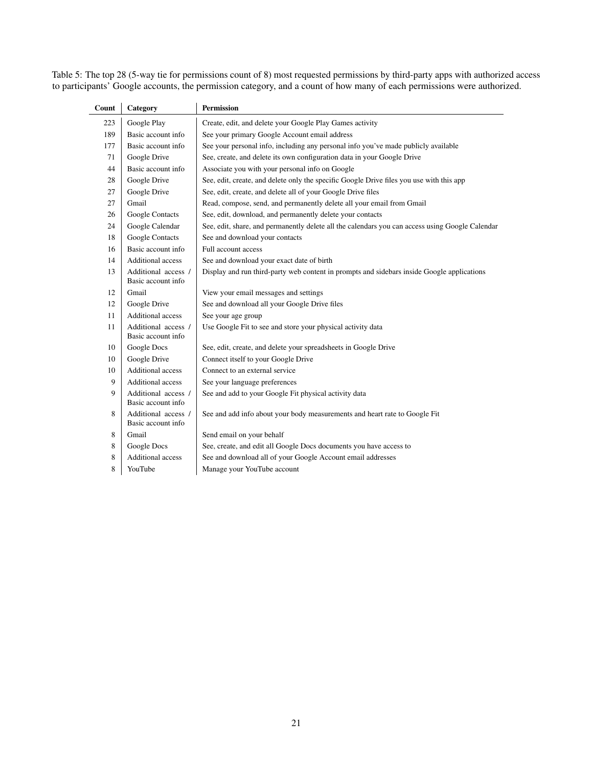Table 5: The top 28 (5-way tie for permissions count of 8) most requested permissions by third-party apps with authorized access to participants' Google accounts, the permission category, and a count of how many of each permissions were authorized.

| Count | Category | Permission |
|---|---|---|
| 223 | Google Play | Create, edit, and delete your Google Play Games activity |
| 189 | Basic account info | See your primary Google Account email address |
| 177 | Basic account info | See your personal info, including any personal info you've made publicly available |
| 71 | Google Drive | See, create, and delete its own configuration data in your Google Drive |
| 44 | Basic account info | Associate you with your personal info on Google |
| 28 | Google Drive | See, edit, create, and delete only the specific Google Drive files you use with this app |
| 27 | Google Drive | See, edit, create, and delete all of your Google Drive files |
| 27 | Gmail | Read, compose, send, and permanently delete all your email from Gmail |
| 26 | Google Contacts | See, edit, download, and permanently delete your contacts |
| 24 | Google Calendar | See, edit, share, and permanently delete all the calendars you can access using Google Calendar |
| 18 | Google Contacts | See and download your contacts |
| 16 | Basic account info | Full account access |
| 14 | Additional access | See and download your exact date of birth |
| 13 | Additional access / Basic account info | Display and run third-party web content in prompts and sidebars inside Google applications |
| 12 | Gmail | View your email messages and settings |
| 12 | Google Drive | See and download all your Google Drive files |
| 11 | Additional access | See your age group |
| 11 | Additional access / Basic account info | Use Google Fit to see and store your physical activity data |
| 10 | Google Docs | See, edit, create, and delete your spreadsheets in Google Drive |
| 10 | Google Drive | Connect itself to your Google Drive |
| 10 | Additional access | Connect to an external service |
| 9 | Additional access | See your language preferences |
| 9 | Additional access / Basic account info | See and add to your Google Fit physical activity data |
| 8 | Additional access / Basic account info | See and add info about your body measurements and heart rate to Google Fit |
| 8 | Gmail | Send email on your behalf |
| 8 | Google Docs | See, create, and edit all Google Docs documents you have access to |
| 8 | Additional access | See and download all of your Google Account email addresses |
| 8 | YouTube | Manage your YouTube account |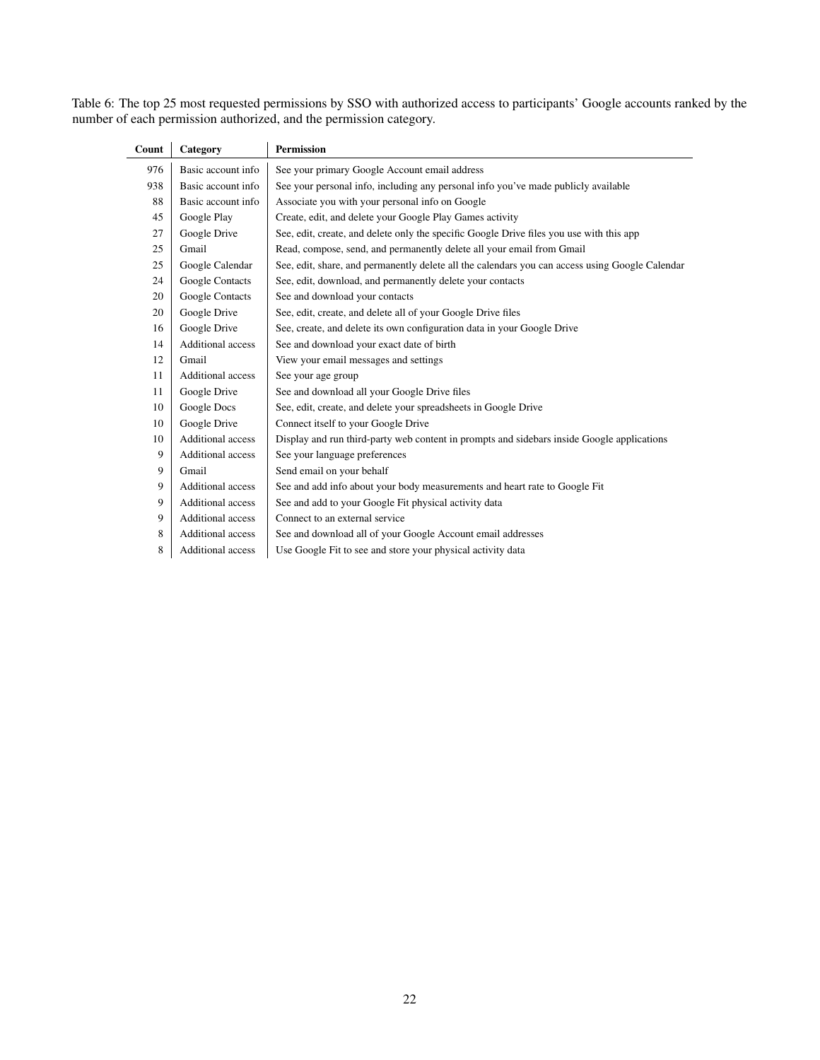Table 6: The top 25 most requested permissions by SSO with authorized access to participants' Google accounts ranked by the number of each permission authorized, and the permission category.

| Count | Category | Permission |
|---|---|---|
| 976 | Basic account info | See your primary Google Account email address |
| 938 | Basic account info | See your personal info, including any personal info you've made publicly available |
| 88 | Basic account info | Associate you with your personal info on Google |
| 45 | Google Play | Create, edit, and delete your Google Play Games activity |
| 27 | Google Drive | See, edit, create, and delete only the specific Google Drive files you use with this app |
| 25 | Gmail | Read, compose, send, and permanently delete all your email from Gmail |
| 25 | Google Calendar | See, edit, share, and permanently delete all the calendars you can access using Google Calendar |
| 24 | Google Contacts | See, edit, download, and permanently delete your contacts |
| 20 | Google Contacts | See and download your contacts |
| 20 | Google Drive | See, edit, create, and delete all of your Google Drive files |
| 16 | Google Drive | See, create, and delete its own configuration data in your Google Drive |
| 14 | Additional access | See and download your exact date of birth |
| 12 | Gmail | View your email messages and settings |
| 11 | Additional access | See your age group |
| 11 | Google Drive | See and download all your Google Drive files |
| 10 | Google Docs | See, edit, create, and delete your spreadsheets in Google Drive |
| 10 | Google Drive | Connect itself to your Google Drive |
| 10 | Additional access | Display and run third-party web content in prompts and sidebars inside Google applications |
| 9 | Additional access | See your language preferences |
| 9 | Gmail | Send email on your behalf |
| 9 | Additional access | See and add info about your body measurements and heart rate to Google Fit |
| 9 | Additional access | See and add to your Google Fit physical activity data |
| 9 | Additional access | Connect to an external service |
| 8 | Additional access | See and download all of your Google Account email addresses |
| 8 | Additional access | Use Google Fit to see and store your physical activity data |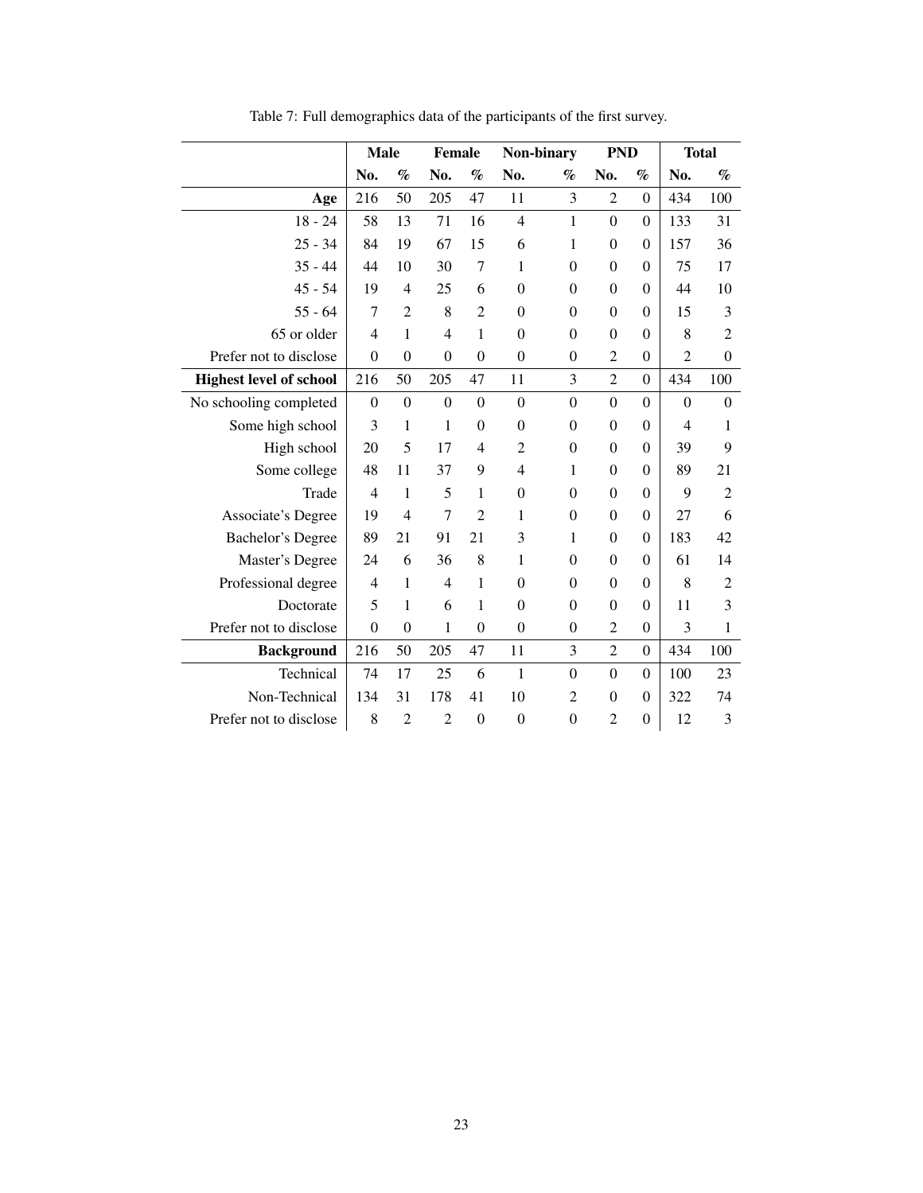Table 7: Full demographics data of the participants of the first survey.

| | Male | | Female | | Non-binary | | PND | | Total | |
|---|---|---|---|---|---|---|---|---|---|---|
| | No. | % | No. | % | No. | % | No. | % | No. | % |
| **Age** | 216 | 50 | 205 | 47 | 11 | 3 | 2 | 0 | 434 | 100 |
| 18 - 24 | 58 | 13 | 71 | 16 | 4 | 1 | 0 | 0 | 133 | 31 |
| 25 - 34 | 84 | 19 | 67 | 15 | 6 | 1 | 0 | 0 | 157 | 36 |
| 35 - 44 | 44 | 10 | 30 | 7 | 1 | 0 | 0 | 0 | 75 | 17 |
| 45 - 54 | 19 | 4 | 25 | 6 | 0 | 0 | 0 | 0 | 44 | 10 |
| 55 - 64 | 7 | 2 | 8 | 2 | 0 | 0 | 0 | 0 | 15 | 3 |
| 65 or older | 4 | 1 | 4 | 1 | 0 | 0 | 0 | 0 | 8 | 2 |
| Prefer not to disclose | 0 | 0 | 0 | 0 | 0 | 0 | 2 | 0 | 2 | 0 |
| **Highest level of school** | 216 | 50 | 205 | 47 | 11 | 3 | 2 | 0 | 434 | 100 |
| No schooling completed | 0 | 0 | 0 | 0 | 0 | 0 | 0 | 0 | 0 | 0 |
| Some high school | 3 | 1 | 1 | 0 | 0 | 0 | 0 | 0 | 4 | 1 |
| High school | 20 | 5 | 17 | 4 | 2 | 0 | 0 | 0 | 39 | 9 |
| Some college | 48 | 11 | 37 | 9 | 4 | 1 | 0 | 0 | 89 | 21 |
| Trade | 4 | 1 | 5 | 1 | 0 | 0 | 0 | 0 | 9 | 2 |
| Associate's Degree | 19 | 4 | 7 | 2 | 1 | 0 | 0 | 0 | 27 | 6 |
| Bachelor's Degree | 89 | 21 | 91 | 21 | 3 | 1 | 0 | 0 | 183 | 42 |
| Master's Degree | 24 | 6 | 36 | 8 | 1 | 0 | 0 | 0 | 61 | 14 |
| Professional degree | 4 | 1 | 4 | 1 | 0 | 0 | 0 | 0 | 8 | 2 |
| Doctorate | 5 | 1 | 6 | 1 | 0 | 0 | 0 | 0 | 11 | 3 |
| Prefer not to disclose | 0 | 0 | 1 | 0 | 0 | 0 | 2 | 0 | 3 | 1 |
| **Background** | 216 | 50 | 205 | 47 | 11 | 3 | 2 | 0 | 434 | 100 |
| Technical | 74 | 17 | 25 | 6 | 1 | 0 | 0 | 0 | 100 | 23 |
| Non-Technical | 134 | 31 | 178 | 41 | 10 | 2 | 0 | 0 | 322 | 74 |
| Prefer not to disclose | 8 | 2 | 2 | 0 | 0 | 0 | 2 | 0 | 12 | 3 |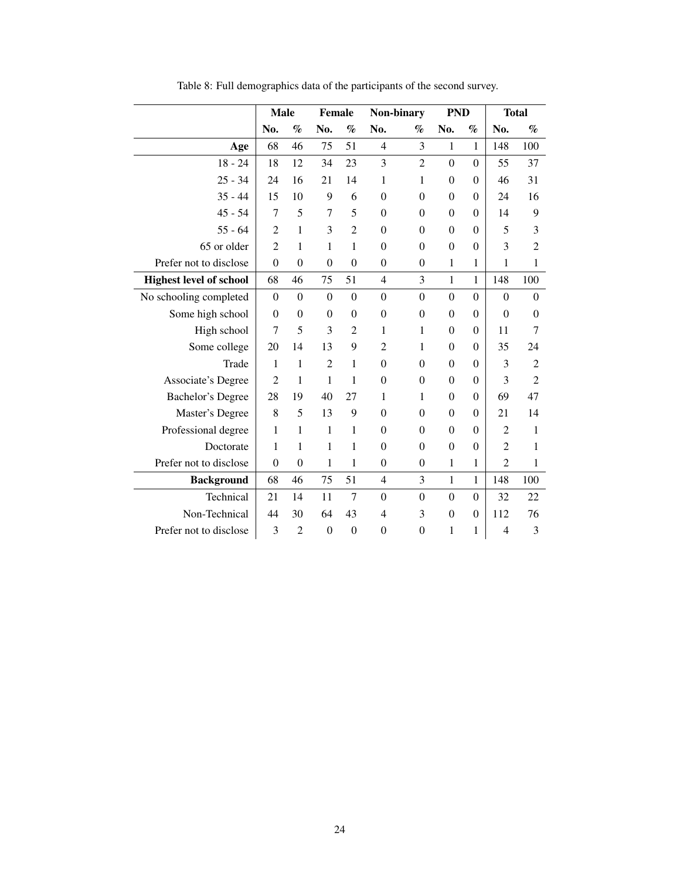Table 8: Full demographics data of the participants of the second survey.

| | Male | | Female | | Non-binary | | PND | | Total | |
|---|---|---|---|---|---|---|---|---|---|---|
| | No. | % | No. | % | No. | % | No. | % | No. | % |
| **Age** | 68 | 46 | 75 | 51 | 4 | 3 | 1 | 1 | 148 | 100 |
| 18 - 24 | 18 | 12 | 34 | 23 | 3 | 2 | 0 | 0 | 55 | 37 |
| 25 - 34 | 24 | 16 | 21 | 14 | 1 | 1 | 0 | 0 | 46 | 31 |
| 35 - 44 | 15 | 10 | 9 | 6 | 0 | 0 | 0 | 0 | 24 | 16 |
| 45 - 54 | 7 | 5 | 7 | 5 | 0 | 0 | 0 | 0 | 14 | 9 |
| 55 - 64 | 2 | 1 | 3 | 2 | 0 | 0 | 0 | 0 | 5 | 3 |
| 65 or older | 2 | 1 | 1 | 1 | 0 | 0 | 0 | 0 | 3 | 2 |
| Prefer not to disclose | 0 | 0 | 0 | 0 | 0 | 0 | 1 | 1 | 1 | 1 |
| **Highest level of school** | 68 | 46 | 75 | 51 | 4 | 3 | 1 | 1 | 148 | 100 |
| No schooling completed | 0 | 0 | 0 | 0 | 0 | 0 | 0 | 0 | 0 | 0 |
| Some high school | 0 | 0 | 0 | 0 | 0 | 0 | 0 | 0 | 0 | 0 |
| High school | 7 | 5 | 3 | 2 | 1 | 1 | 0 | 0 | 11 | 7 |
| Some college | 20 | 14 | 13 | 9 | 2 | 1 | 0 | 0 | 35 | 24 |
| Trade | 1 | 1 | 2 | 1 | 0 | 0 | 0 | 0 | 3 | 2 |
| Associate's Degree | 2 | 1 | 1 | 1 | 0 | 0 | 0 | 0 | 3 | 2 |
| Bachelor's Degree | 28 | 19 | 40 | 27 | 1 | 1 | 0 | 0 | 69 | 47 |
| Master's Degree | 8 | 5 | 13 | 9 | 0 | 0 | 0 | 0 | 21 | 14 |
| Professional degree | 1 | 1 | 1 | 1 | 0 | 0 | 0 | 0 | 2 | 1 |
| Doctorate | 1 | 1 | 1 | 1 | 0 | 0 | 0 | 0 | 2 | 1 |
| Prefer not to disclose | 0 | 0 | 1 | 1 | 0 | 0 | 1 | 1 | 2 | 1 |
| **Background** | 68 | 46 | 75 | 51 | 4 | 3 | 1 | 1 | 148 | 100 |
| Technical | 21 | 14 | 11 | 7 | 0 | 0 | 0 | 0 | 32 | 22 |
| Non-Technical | 44 | 30 | 64 | 43 | 4 | 3 | 0 | 0 | 112 | 76 |
| Prefer not to disclose | 3 | 2 | 0 | 0 | 0 | 0 | 1 | 1 | 4 | 3 |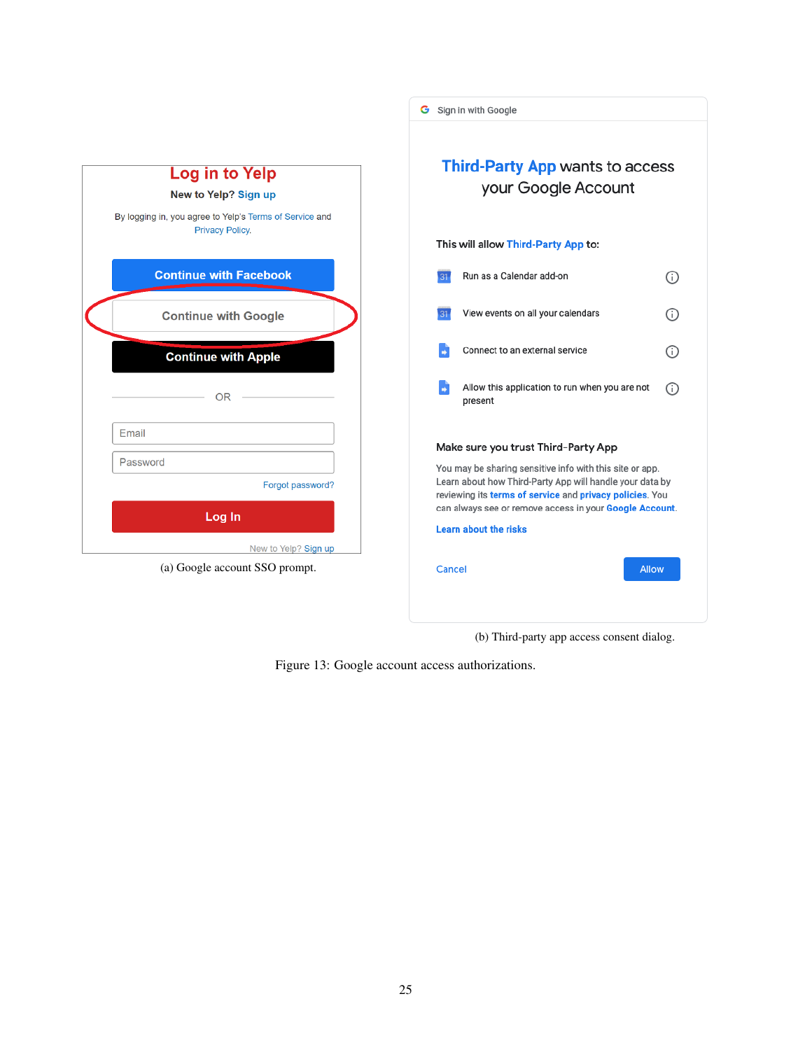(a) Google account SSO prompt.

(b) Third-party app access consent dialog.

Figure 13: Google account access authorizations.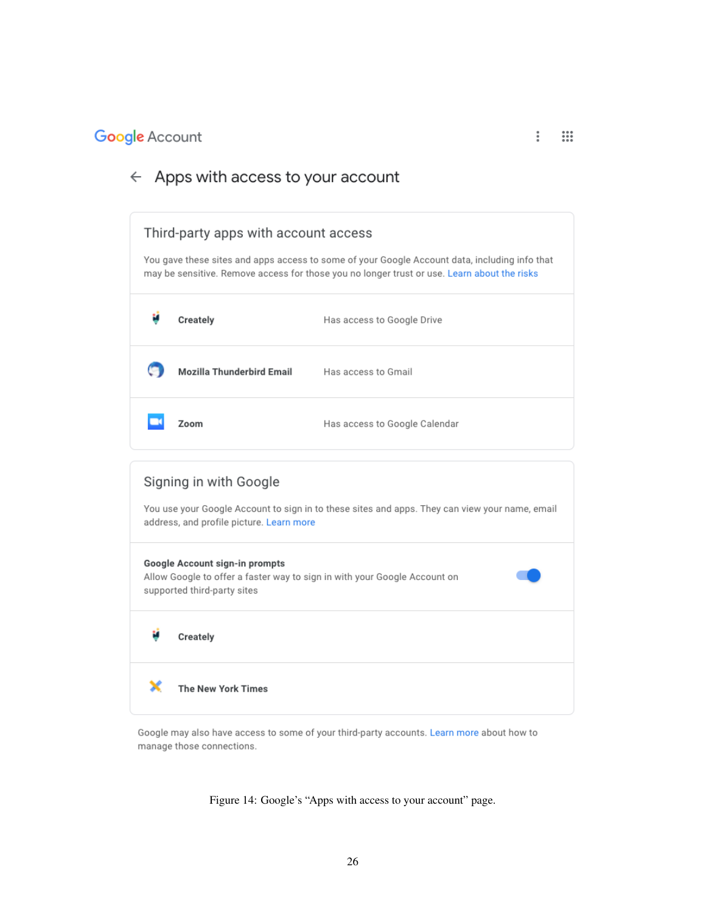Google Account

## Apps with access to your account

### Third-party apps with account access

You gave these sites and apps access to some of your Google Account data, including info that may be sensitive. Remove access for those you no longer trust or use. Learn about the risks

| | |
|---|---|
| **Creately** | Has access to Google Drive |
| **Mozilla Thunderbird Email** | Has access to Gmail |
| **Zoom** | Has access to Google Calendar |

### Signing in with Google

You use your Google Account to sign in to these sites and apps. They can view your name, email address, and profile picture. Learn more

**Google Account sign-in prompts**
Allow Google to offer a faster way to sign in with your Google Account on supported third-party sites

**Creately**

**The New York Times**

Google may also have access to some of your third-party accounts. Learn more about how to manage those connections.

Figure 14: Google's "Apps with access to your account" page.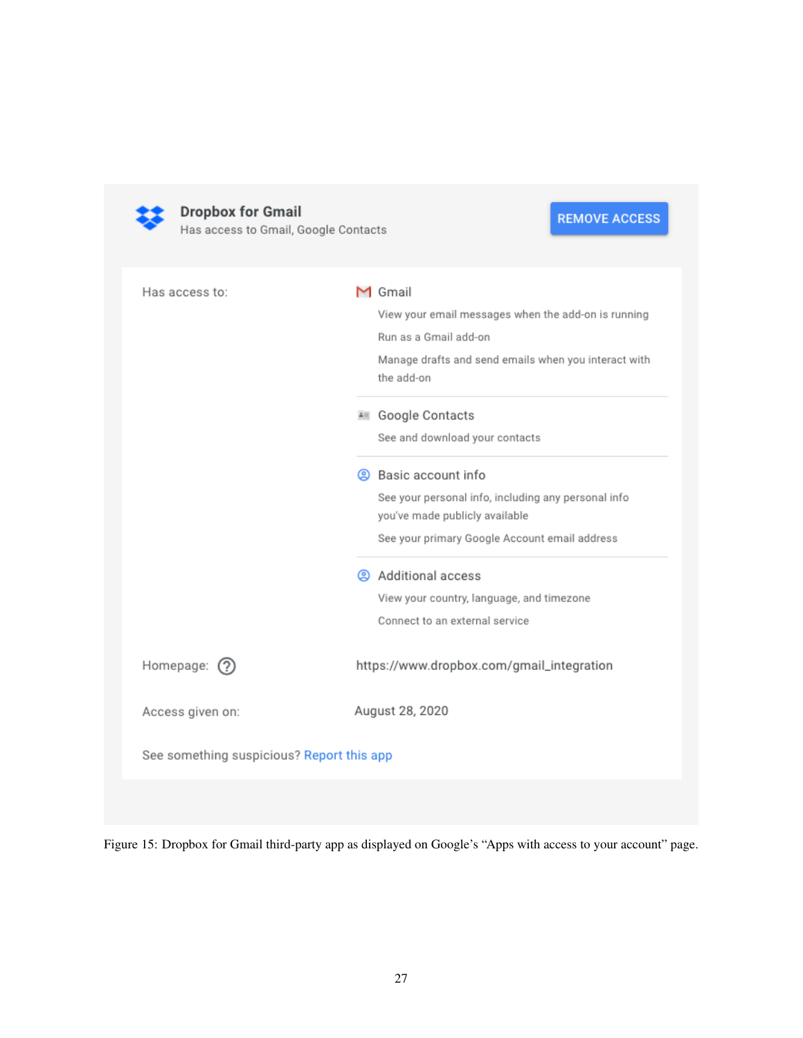**Dropbox for Gmail**
Has access to Gmail, Google Contacts

REMOVE ACCESS

Has access to:

**Gmail**
- View your email messages when the add-on is running
- Run as a Gmail add-on
- Manage drafts and send emails when you interact with the add-on

**Google Contacts**
- See and download your contacts

**Basic account info**
- See your personal info, including any personal info you've made publicly available
- See your primary Google Account email address

**Additional access**
- View your country, language, and timezone
- Connect to an external service

Homepage: https://www.dropbox.com/gmail_integration

Access given on: August 28, 2020

See something suspicious? Report this app

Figure 15: Dropbox for Gmail third-party app as displayed on Google's "Apps with access to your account" page.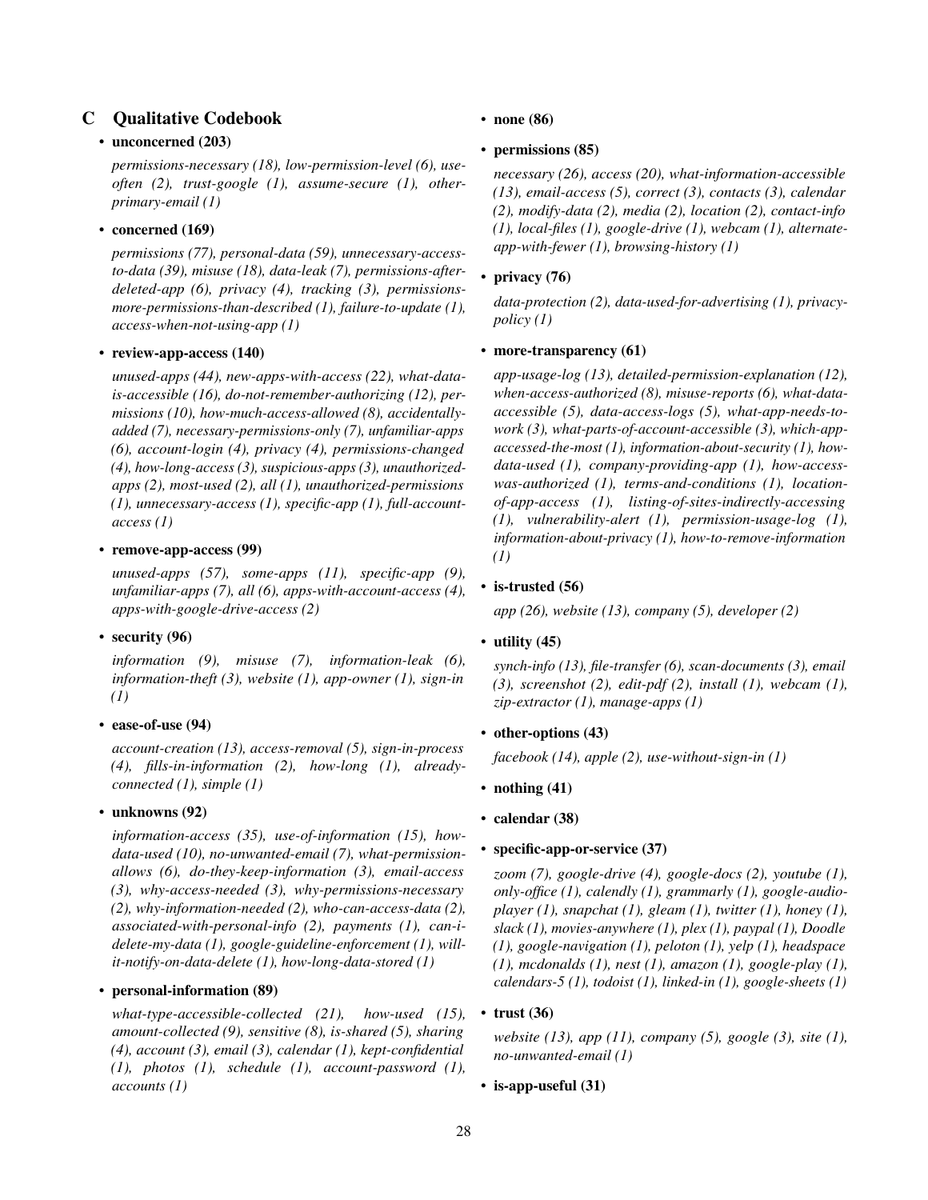## C Qualitative Codebook

- **unconcerned (203)**

  *permissions-necessary (18), low-permission-level (6), use-often (2), trust-google (1), assume-secure (1), other-primary-email (1)*

- **concerned (169)**

  *permissions (77), personal-data (59), unnecessary-access-to-data (39), misuse (18), data-leak (7), permissions-after-deleted-app (6), privacy (4), tracking (3), permissions-more-permissions-than-described (1), failure-to-update (1), access-when-not-using-app (1)*

- **review-app-access (140)**

  *unused-apps (44), new-apps-with-access (22), what-data-is-accessible (16), do-not-remember-authorizing (12), permissions (10), how-much-access-allowed (8), accidentally-added (7), necessary-permissions-only (7), unfamiliar-apps (6), account-login (4), privacy (4), permissions-changed (4), how-long-access (3), suspicious-apps (3), unauthorized-apps (2), most-used (2), all (1), unauthorized-permissions (1), unnecessary-access (1), specific-app (1), full-account-access (1)*

- **remove-app-access (99)**

  *unused-apps (57), some-apps (11), specific-app (9), unfamiliar-apps (7), all (6), apps-with-account-access (4), apps-with-google-drive-access (2)*

- **security (96)**

  *information (9), misuse (7), information-leak (6), information-theft (3), website (1), app-owner (1), sign-in (1)*

- **ease-of-use (94)**

  *account-creation (13), access-removal (5), sign-in-process (4), fills-in-information (2), how-long (1), already-connected (1), simple (1)*

- **unknowns (92)**

  *information-access (35), use-of-information (15), how-data-used (10), no-unwanted-email (7), what-permission-allows (6), do-they-keep-information (3), email-access (3), why-access-needed (3), why-permissions-necessary (2), why-information-needed (2), who-can-access-data (2), associated-with-personal-info (2), payments (1), can-i-delete-my-data (1), google-guideline-enforcement (1), will-it-notify-on-data-delete (1), how-long-data-stored (1)*

- **personal-information (89)**

  *what-type-accessible-collected (21), how-used (15), amount-collected (9), sensitive (8), is-shared (5), sharing (4), account (3), email (3), calendar (1), kept-confidential (1), photos (1), schedule (1), account-password (1), accounts (1)*

- **none (86)**

- **permissions (85)**

  *necessary (26), access (20), what-information-accessible (13), email-access (5), correct (3), contacts (3), calendar (2), modify-data (2), media (2), location (2), contact-info (1), local-files (1), google-drive (1), webcam (1), alternate-app-with-fewer (1), browsing-history (1)*

- **privacy (76)**

  *data-protection (2), data-used-for-advertising (1), privacy-policy (1)*

- **more-transparency (61)**

  *app-usage-log (13), detailed-permission-explanation (12), when-access-authorized (8), misuse-reports (6), what-data-accessible (5), data-access-logs (5), what-app-needs-to-work (3), what-parts-of-account-accessible (3), which-app-accessed-the-most (1), information-about-security (1), how-data-used (1), company-providing-app (1), how-access-was-authorized (1), terms-and-conditions (1), location-of-app-access (1), listing-of-sites-indirectly-accessing (1), vulnerability-alert (1), permission-usage-log (1), information-about-privacy (1), how-to-remove-information (1)*

- **is-trusted (56)**

  *app (26), website (13), company (5), developer (2)*

- **utility (45)**

  *synch-info (13), file-transfer (6), scan-documents (3), email (3), screenshot (2), edit-pdf (2), install (1), webcam (1), zip-extractor (1), manage-apps (1)*

- **other-options (43)**

  *facebook (14), apple (2), use-without-sign-in (1)*

- **nothing (41)**

- **calendar (38)**

- **specific-app-or-service (37)**

  *zoom (7), google-drive (4), google-docs (2), youtube (1), only-office (1), calendly (1), grammarly (1), google-audio-player (1), snapchat (1), gleam (1), twitter (1), honey (1), slack (1), movies-anywhere (1), plex (1), paypal (1), Doodle (1), google-navigation (1), peloton (1), yelp (1), headspace (1), mcdonalds (1), nest (1), amazon (1), google-play (1), calendars-5 (1), todoist (1), linked-in (1), google-sheets (1)*

- **trust (36)**

  *website (13), app (11), company (5), google (3), site (1), no-unwanted-email (1)*

- **is-app-useful (31)**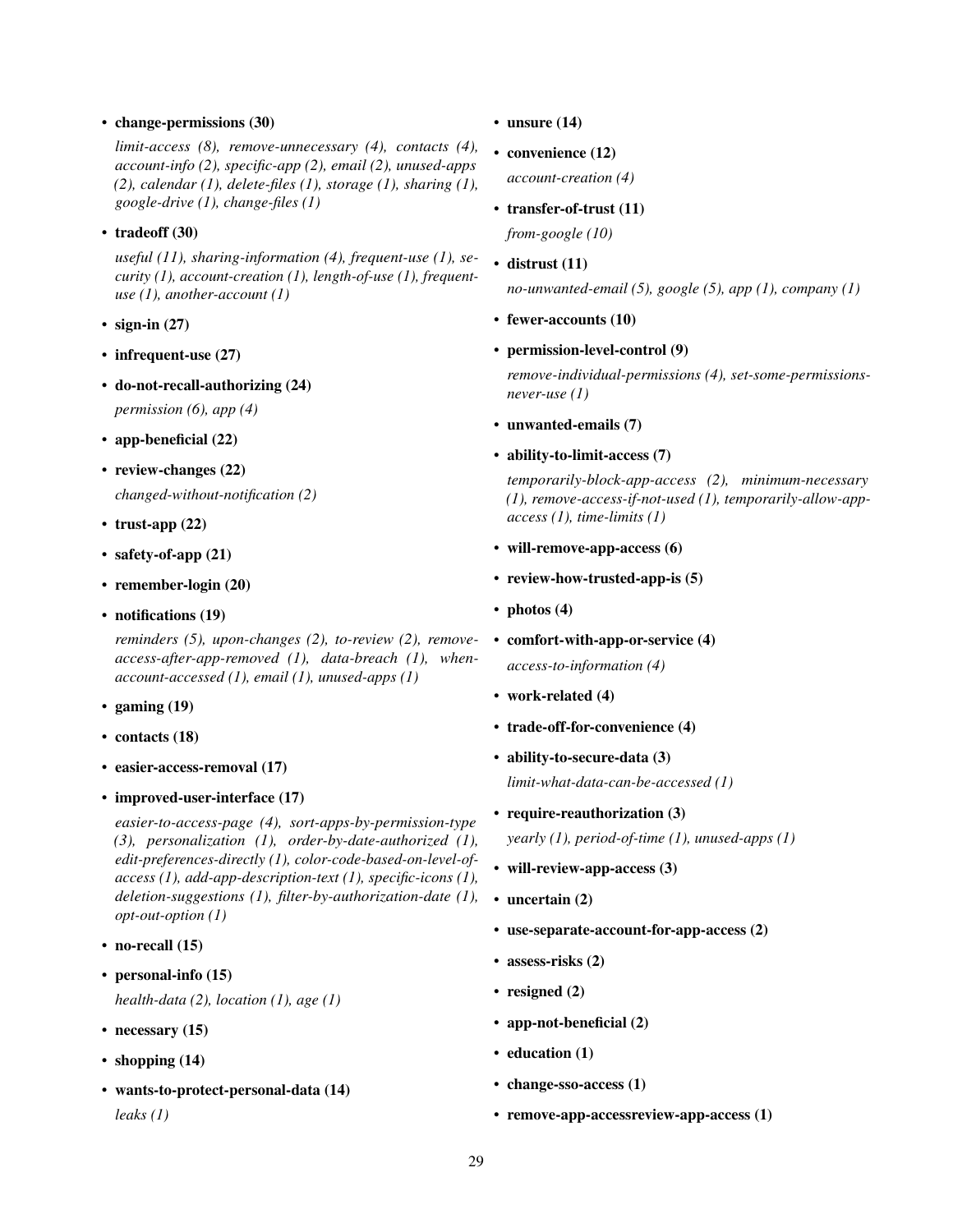- **change-permissions (30)**

  *limit-access (8), remove-unnecessary (4), contacts (4), account-info (2), specific-app (2), email (2), unused-apps (2), calendar (1), delete-files (1), storage (1), sharing (1), google-drive (1), change-files (1)*

- **tradeoff (30)**

  *useful (11), sharing-information (4), frequent-use (1), security (1), account-creation (1), length-of-use (1), frequent-use (1), another-account (1)*

- **sign-in (27)**

- **infrequent-use (27)**

- **do-not-recall-authorizing (24)**

  *permission (6), app (4)*

- **app-beneficial (22)**

- **review-changes (22)**

  *changed-without-notification (2)*

- **trust-app (22)**

- **safety-of-app (21)**

- **remember-login (20)**

- **notifications (19)**

  *reminders (5), upon-changes (2), to-review (2), remove-access-after-app-removed (1), data-breach (1), when-account-accessed (1), email (1), unused-apps (1)*

- **gaming (19)**

- **contacts (18)**

- **easier-access-removal (17)**

- **improved-user-interface (17)**

  *easier-to-access-page (4), sort-apps-by-permission-type (3), personalization (1), order-by-date-authorized (1), edit-preferences-directly (1), color-code-based-on-level-of-access (1), add-app-description-text (1), specific-icons (1), deletion-suggestions (1), filter-by-authorization-date (1), opt-out-option (1)*

- **no-recall (15)**

- **personal-info (15)**

  *health-data (2), location (1), age (1)*

- **necessary (15)**

- **shopping (14)**

- **wants-to-protect-personal-data (14)**

  *leaks (1)*

- **unsure (14)**

- **convenience (12)**

  *account-creation (4)*

- **transfer-of-trust (11)**

  *from-google (10)*

- **distrust (11)**

  *no-unwanted-email (5), google (5), app (1), company (1)*

- **fewer-accounts (10)**

- **permission-level-control (9)**

  *remove-individual-permissions (4), set-some-permissions-never-use (1)*

- **unwanted-emails (7)**

- **ability-to-limit-access (7)**

  *temporarily-block-app-access (2), minimum-necessary (1), remove-access-if-not-used (1), temporarily-allow-app-access (1), time-limits (1)*

- **will-remove-app-access (6)**

- **review-how-trusted-app-is (5)**

- **photos (4)**

- **comfort-with-app-or-service (4)**

  *access-to-information (4)*

- **work-related (4)**

- **trade-off-for-convenience (4)**

- **ability-to-secure-data (3)**

  *limit-what-data-can-be-accessed (1)*

- **require-reauthorization (3)**

  *yearly (1), period-of-time (1), unused-apps (1)*

- **will-review-app-access (3)**

- **uncertain (2)**

- **use-separate-account-for-app-access (2)**

- **assess-risks (2)**

- **resigned (2)**

- **app-not-beneficial (2)**

- **education (1)**

- **change-sso-access (1)**

- **remove-app-accessreview-app-access (1)**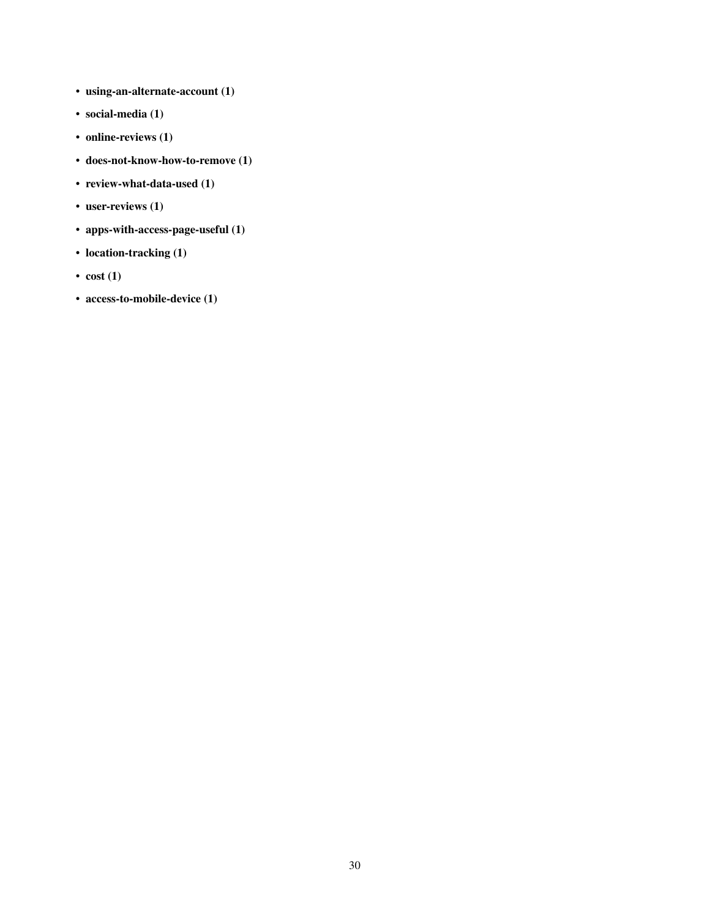- **using-an-alternate-account (1)**
- **social-media (1)**
- **online-reviews (1)**
- **does-not-know-how-to-remove (1)**
- **review-what-data-used (1)**
- **user-reviews (1)**
- **apps-with-access-page-useful (1)**
- **location-tracking (1)**
- **cost (1)**
- **access-to-mobile-device (1)**